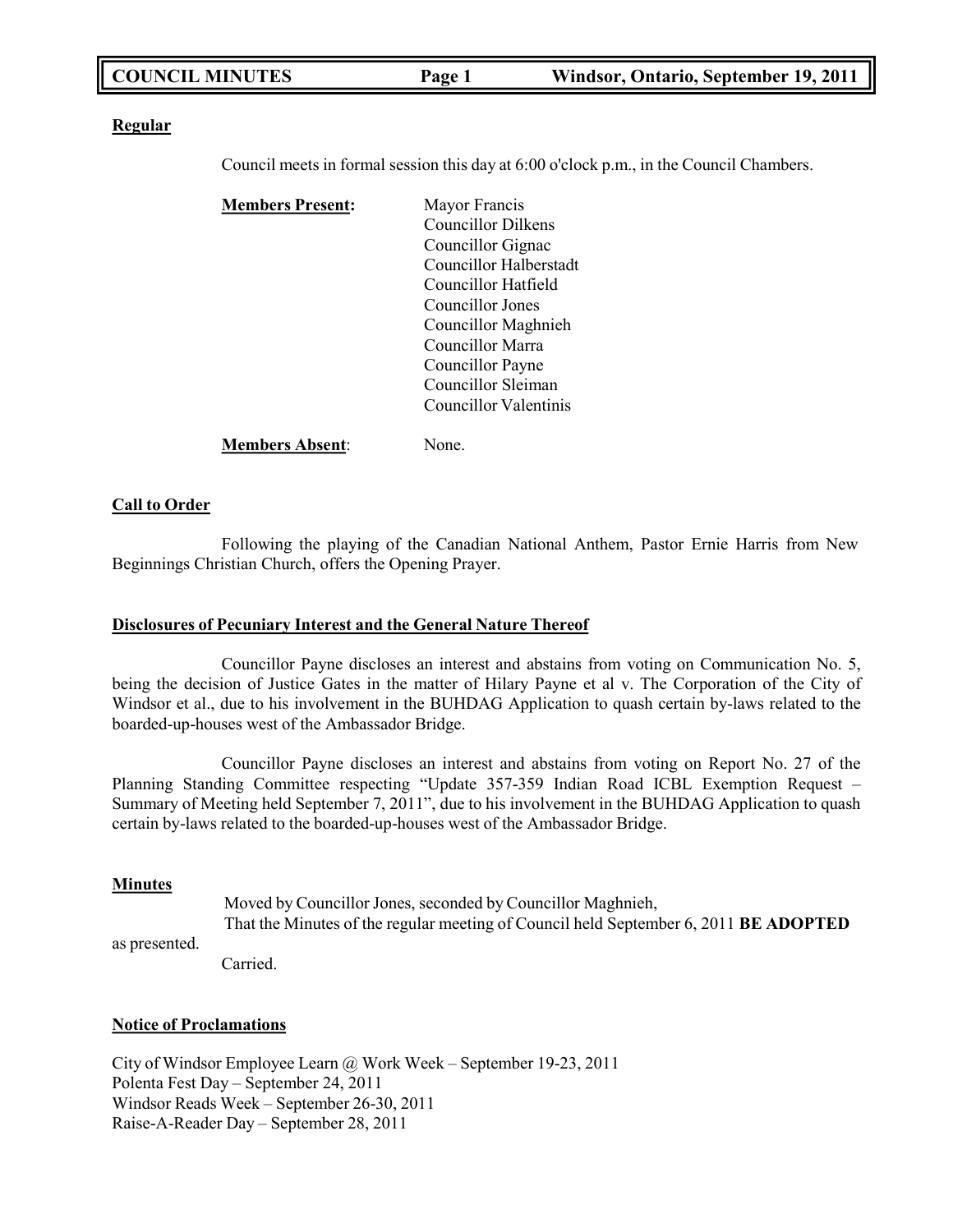## Regular

Council meets in formal session this day at 6:00 o'clock p.m., in the Council Chambers.

**Members Present:**

- Mayor Francis
- Councillor Dilkens
- Councillor Gignac
- Councillor Halberstadt
- Councillor Hatfield
- Councillor Jones
- Councillor Maghnieh
- Councillor Marra
- Councillor Payne
- Councillor Sleiman
- Councillor Valentinis

**Members Absent**: None.

## Call to Order

Following the playing of the Canadian National Anthem, Pastor Ernie Harris from New Beginnings Christian Church, offers the Opening Prayer.

## Disclosures of Pecuniary Interest and the General Nature Thereof

Councillor Payne discloses an interest and abstains from voting on Communication No. 5, being the decision of Justice Gates in the matter of Hilary Payne et al v. The Corporation of the City of Windsor et al., due to his involvement in the BUHDAG Application to quash certain by-laws related to the boarded-up-houses west of the Ambassador Bridge.

Councillor Payne discloses an interest and abstains from voting on Report No. 27 of the Planning Standing Committee respecting "Update 357-359 Indian Road ICBL Exemption Request – Summary of Meeting held September 7, 2011", due to his involvement in the BUHDAG Application to quash certain by-laws related to the boarded-up-houses west of the Ambassador Bridge.

## Minutes

Moved by Councillor Jones, seconded by Councillor Maghnieh,
That the Minutes of the regular meeting of Council held September 6, 2011 **BE ADOPTED** as presented.
Carried.

## Notice of Proclamations

City of Windsor Employee Learn @ Work Week – September 19-23, 2011
Polenta Fest Day – September 24, 2011
Windsor Reads Week – September 26-30, 2011
Raise-A-Reader Day – September 28, 2011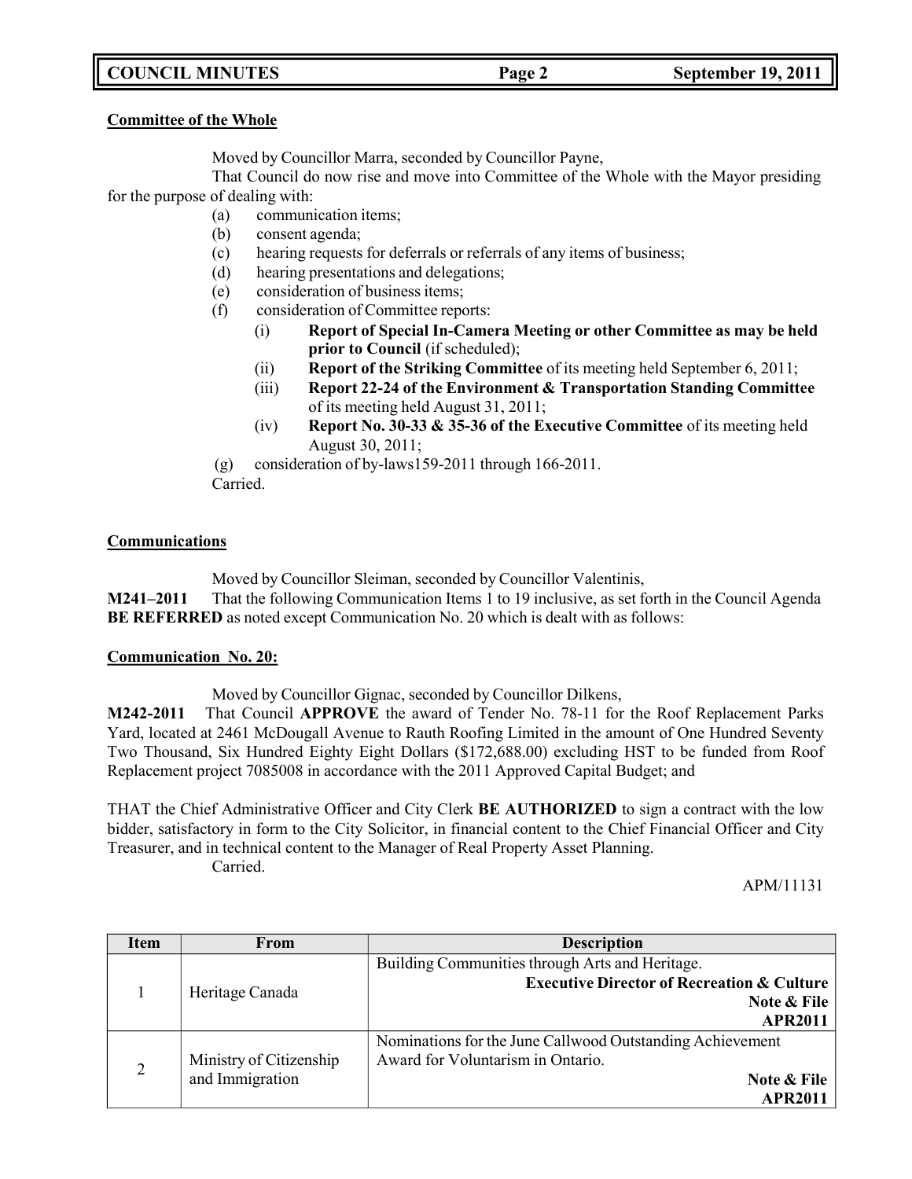**Committee of the Whole**

Moved by Councillor Marra, seconded by Councillor Payne,

That Council do now rise and move into Committee of the Whole with the Mayor presiding for the purpose of dealing with:

- (a) communication items;
- (b) consent agenda;
- (c) hearing requests for deferrals or referrals of any items of business;
- (d) hearing presentations and delegations;
- (e) consideration of business items;
- (f) consideration of Committee reports:
  - (i) **Report of Special In-Camera Meeting or other Committee as may be held prior to Council** (if scheduled);
  - (ii) **Report of the Striking Committee** of its meeting held September 6, 2011;
  - (iii) **Report 22-24 of the Environment & Transportation Standing Committee** of its meeting held August 31, 2011;
  - (iv) **Report No. 30-33 & 35-36 of the Executive Committee** of its meeting held August 30, 2011;
- (g) consideration of by-laws159-2011 through 166-2011.

Carried.

**Communications**

Moved by Councillor Sleiman, seconded by Councillor Valentinis,

**M241–2011** That the following Communication Items 1 to 19 inclusive, as set forth in the Council Agenda **BE REFERRED** as noted except Communication No. 20 which is dealt with as follows:

**Communication No. 20:**

Moved by Councillor Gignac, seconded by Councillor Dilkens,

**M242-2011** That Council **APPROVE** the award of Tender No. 78-11 for the Roof Replacement Parks Yard, located at 2461 McDougall Avenue to Rauth Roofing Limited in the amount of One Hundred Seventy Two Thousand, Six Hundred Eighty Eight Dollars ($172,688.00) excluding HST to be funded from Roof Replacement project 7085008 in accordance with the 2011 Approved Capital Budget; and

THAT the Chief Administrative Officer and City Clerk **BE AUTHORIZED** to sign a contract with the low bidder, satisfactory in form to the City Solicitor, in financial content to the Chief Financial Officer and City Treasurer, and in technical content to the Manager of Real Property Asset Planning.

Carried.

APM/11131

| Item | From | Description |
|---|---|---|
| 1 | Heritage Canada | Building Communities through Arts and Heritage. **Executive Director of Recreation & Culture** **Note & File** **APR2011** |
| 2 | Ministry of Citizenship and Immigration | Nominations for the June Callwood Outstanding Achievement Award for Voluntarism in Ontario. **Note & File** **APR2011** |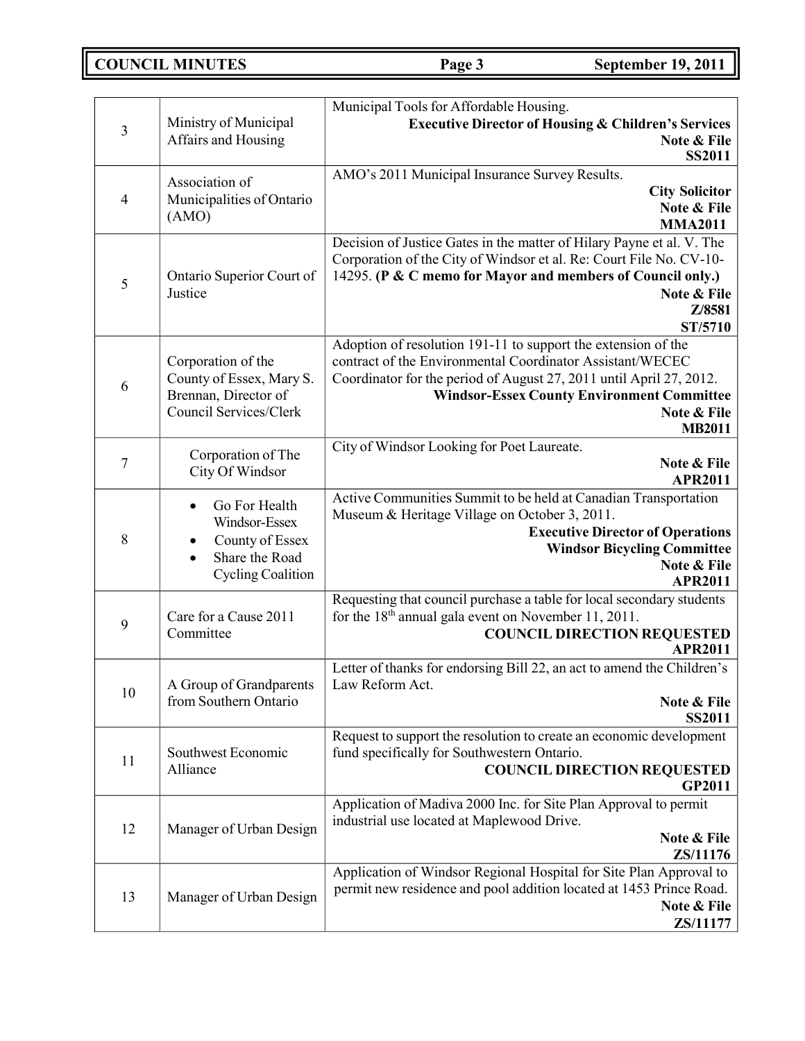| | | |
|---|---|---|
| 3 | Ministry of Municipal Affairs and Housing | Municipal Tools for Affordable Housing. **Executive Director of Housing & Children's Services** **Note & File** **SS2011** |
| 4 | Association of Municipalities of Ontario (AMO) | AMO's 2011 Municipal Insurance Survey Results. **City Solicitor** **Note & File** **MMA2011** |
| 5 | Ontario Superior Court of Justice | Decision of Justice Gates in the matter of Hilary Payne et al. V. The Corporation of the City of Windsor et al. Re: Court File No. CV-10-14295. **(P & C memo for Mayor and members of Council only.)** **Note & File** **Z/8581** **ST/5710** |
| 6 | Corporation of the County of Essex, Mary S. Brennan, Director of Council Services/Clerk | Adoption of resolution 191-11 to support the extension of the contract of the Environmental Coordinator Assistant/WECEC Coordinator for the period of August 27, 2011 until April 27, 2012. **Windsor-Essex County Environment Committee** **Note & File** **MB2011** |
| 7 | Corporation of The City Of Windsor | City of Windsor Looking for Poet Laureate. **Note & File** **APR2011** |
| 8 | • Go For Health Windsor-Essex<br>• County of Essex<br>• Share the Road Cycling Coalition | Active Communities Summit to be held at Canadian Transportation Museum & Heritage Village on October 3, 2011. **Executive Director of Operations** **Windsor Bicycling Committee** **Note & File** **APR2011** |
| 9 | Care for a Cause 2011 Committee | Requesting that council purchase a table for local secondary students for the 18th annual gala event on November 11, 2011. **COUNCIL DIRECTION REQUESTED** **APR2011** |
| 10 | A Group of Grandparents from Southern Ontario | Letter of thanks for endorsing Bill 22, an act to amend the Children's Law Reform Act. **Note & File** **SS2011** |
| 11 | Southwest Economic Alliance | Request to support the resolution to create an economic development fund specifically for Southwestern Ontario. **COUNCIL DIRECTION REQUESTED** **GP2011** |
| 12 | Manager of Urban Design | Application of Madiva 2000 Inc. for Site Plan Approval to permit industrial use located at Maplewood Drive. **Note & File** **ZS/11176** |
| 13 | Manager of Urban Design | Application of Windsor Regional Hospital for Site Plan Approval to permit new residence and pool addition located at 1453 Prince Road. **Note & File** **ZS/11177** |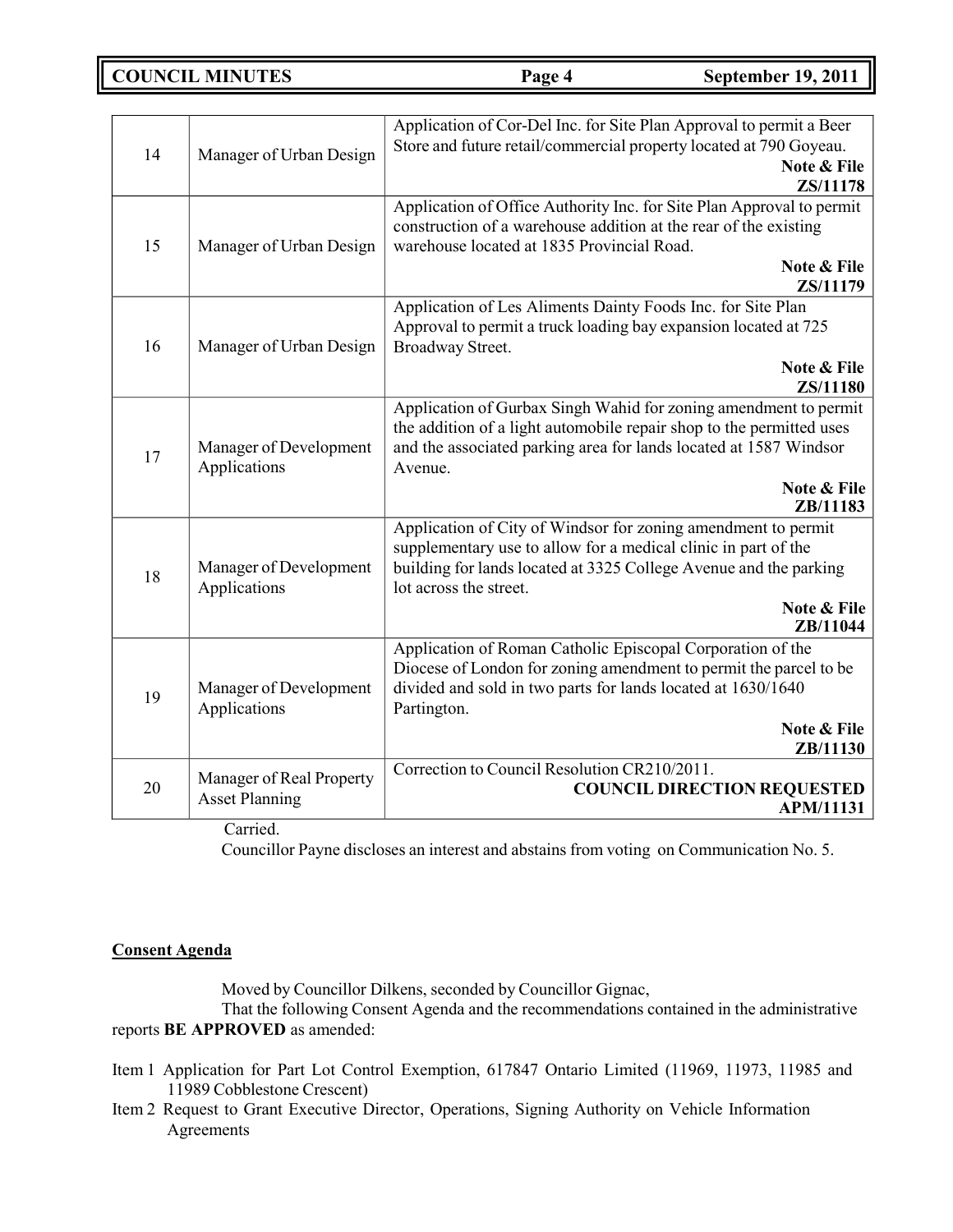| | | |
|---|---|---|
| 14 | Manager of Urban Design | Application of Cor-Del Inc. for Site Plan Approval to permit a Beer Store and future retail/commercial property located at 790 Goyeau. **Note & File ZS/11178** |
| 15 | Manager of Urban Design | Application of Office Authority Inc. for Site Plan Approval to permit construction of a warehouse addition at the rear of the existing warehouse located at 1835 Provincial Road. **Note & File ZS/11179** |
| 16 | Manager of Urban Design | Application of Les Aliments Dainty Foods Inc. for Site Plan Approval to permit a truck loading bay expansion located at 725 Broadway Street. **Note & File ZS/11180** |
| 17 | Manager of Development Applications | Application of Gurbax Singh Wahid for zoning amendment to permit the addition of a light automobile repair shop to the permitted uses and the associated parking area for lands located at 1587 Windsor Avenue. **Note & File ZB/11183** |
| 18 | Manager of Development Applications | Application of City of Windsor for zoning amendment to permit supplementary use to allow for a medical clinic in part of the building for lands located at 3325 College Avenue and the parking lot across the street. **Note & File ZB/11044** |
| 19 | Manager of Development Applications | Application of Roman Catholic Episcopal Corporation of the Diocese of London for zoning amendment to permit the parcel to be divided and sold in two parts for lands located at 1630/1640 Partington. **Note & File ZB/11130** |
| 20 | Manager of Real Property Asset Planning | Correction to Council Resolution CR210/2011. **COUNCIL DIRECTION REQUESTED APM/11131** |

Carried.

Councillor Payne discloses an interest and abstains from voting on Communication No. 5.

**Consent Agenda**

Moved by Councillor Dilkens, seconded by Councillor Gignac,

That the following Consent Agenda and the recommendations contained in the administrative reports **BE APPROVED** as amended:

Item 1 Application for Part Lot Control Exemption, 617847 Ontario Limited (11969, 11973, 11985 and 11989 Cobblestone Crescent)

Item 2 Request to Grant Executive Director, Operations, Signing Authority on Vehicle Information Agreements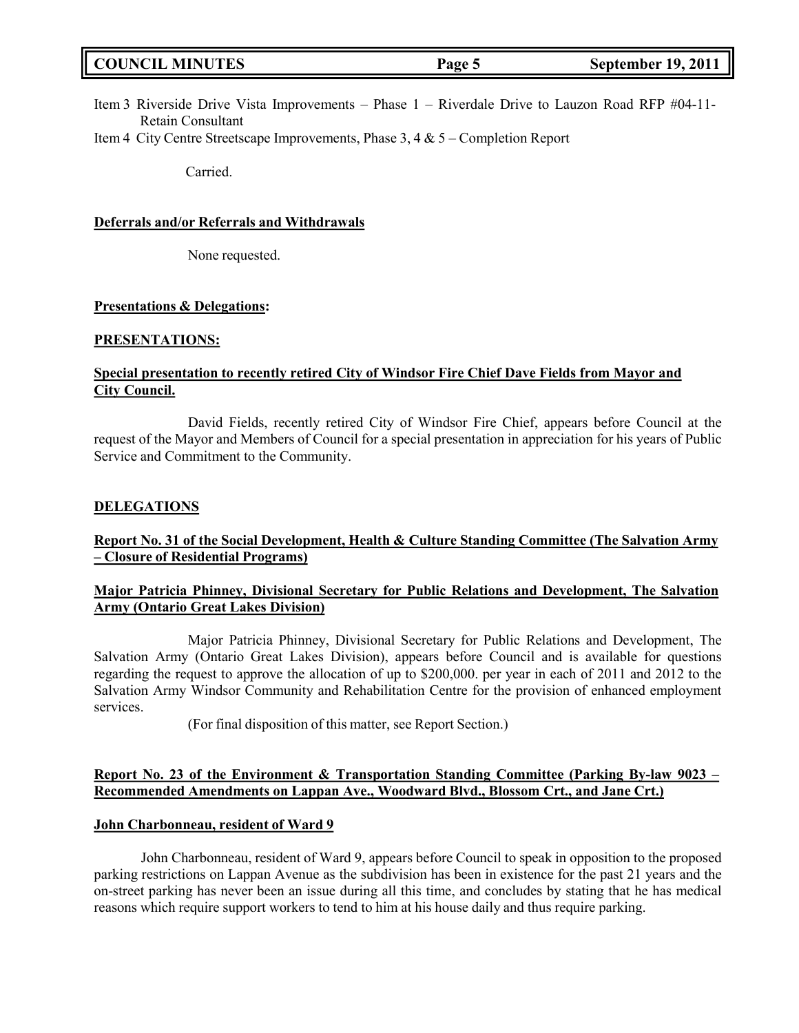Item 3 Riverside Drive Vista Improvements – Phase 1 – Riverdale Drive to Lauzon Road RFP #04-11-Retain Consultant

Item 4 City Centre Streetscape Improvements, Phase 3, 4 & 5 – Completion Report

Carried.

**Deferrals and/or Referrals and Withdrawals**

None requested.

**Presentations & Delegations:**

**PRESENTATIONS:**

**Special presentation to recently retired City of Windsor Fire Chief Dave Fields from Mayor and City Council.**

David Fields, recently retired City of Windsor Fire Chief, appears before Council at the request of the Mayor and Members of Council for a special presentation in appreciation for his years of Public Service and Commitment to the Community.

**DELEGATIONS**

**Report No. 31 of the Social Development, Health & Culture Standing Committee (The Salvation Army – Closure of Residential Programs)**

**Major Patricia Phinney, Divisional Secretary for Public Relations and Development, The Salvation Army (Ontario Great Lakes Division)**

Major Patricia Phinney, Divisional Secretary for Public Relations and Development, The Salvation Army (Ontario Great Lakes Division), appears before Council and is available for questions regarding the request to approve the allocation of up to $200,000. per year in each of 2011 and 2012 to the Salvation Army Windsor Community and Rehabilitation Centre for the provision of enhanced employment services.

(For final disposition of this matter, see Report Section.)

**Report No. 23 of the Environment & Transportation Standing Committee (Parking By-law 9023 – Recommended Amendments on Lappan Ave., Woodward Blvd., Blossom Crt., and Jane Crt.)**

**John Charbonneau, resident of Ward 9**

John Charbonneau, resident of Ward 9, appears before Council to speak in opposition to the proposed parking restrictions on Lappan Avenue as the subdivision has been in existence for the past 21 years and the on-street parking has never been an issue during all this time, and concludes by stating that he has medical reasons which require support workers to tend to him at his house daily and thus require parking.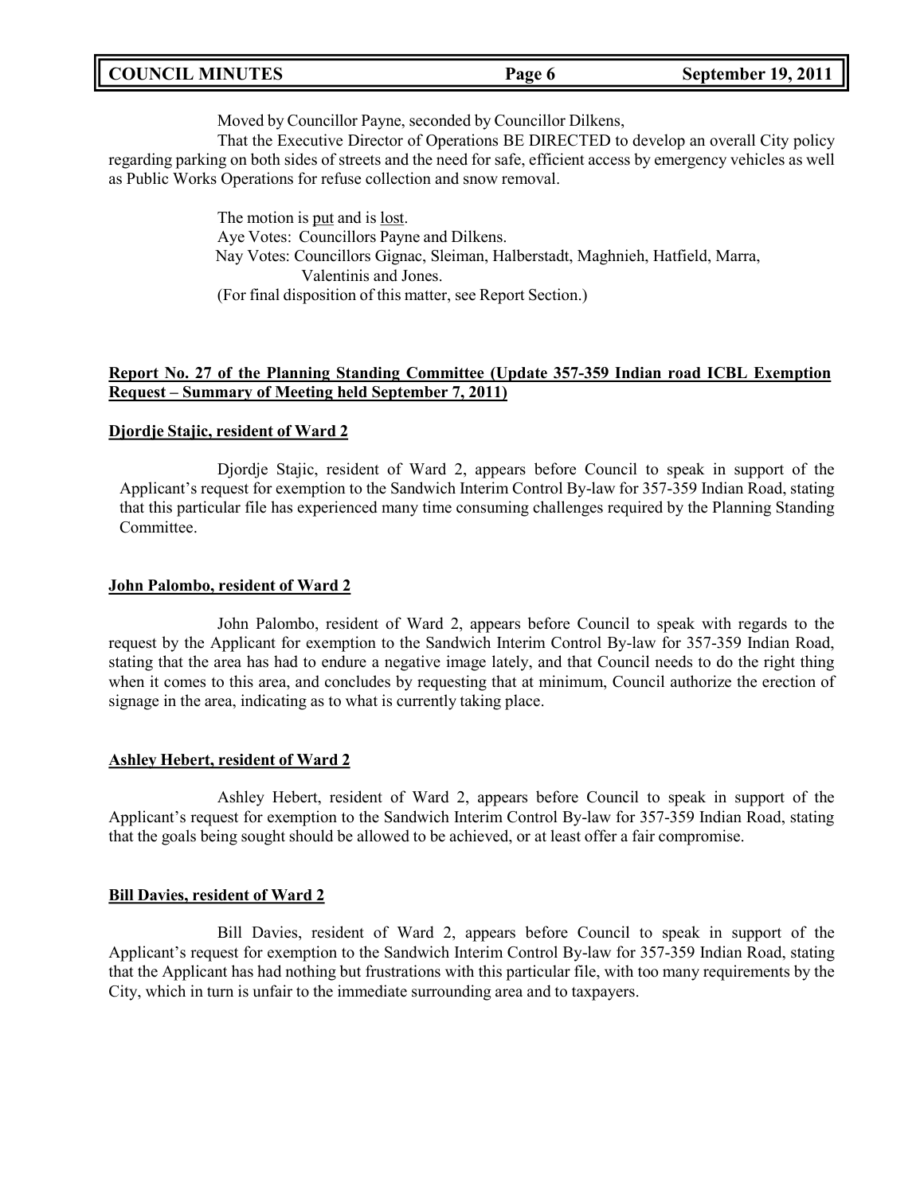Moved by Councillor Payne, seconded by Councillor Dilkens,

That the Executive Director of Operations BE DIRECTED to develop an overall City policy regarding parking on both sides of streets and the need for safe, efficient access by emergency vehicles as well as Public Works Operations for refuse collection and snow removal.

The motion is put and is lost.
Aye Votes: Councillors Payne and Dilkens.
Nay Votes: Councillors Gignac, Sleiman, Halberstadt, Maghnieh, Hatfield, Marra, Valentinis and Jones.
(For final disposition of this matter, see Report Section.)

**Report No. 27 of the Planning Standing Committee (Update 357-359 Indian road ICBL Exemption Request – Summary of Meeting held September 7, 2011)**

**Djordje Stajic, resident of Ward 2**

Djordje Stajic, resident of Ward 2, appears before Council to speak in support of the Applicant's request for exemption to the Sandwich Interim Control By-law for 357-359 Indian Road, stating that this particular file has experienced many time consuming challenges required by the Planning Standing Committee.

**John Palombo, resident of Ward 2**

John Palombo, resident of Ward 2, appears before Council to speak with regards to the request by the Applicant for exemption to the Sandwich Interim Control By-law for 357-359 Indian Road, stating that the area has had to endure a negative image lately, and that Council needs to do the right thing when it comes to this area, and concludes by requesting that at minimum, Council authorize the erection of signage in the area, indicating as to what is currently taking place.

**Ashley Hebert, resident of Ward 2**

Ashley Hebert, resident of Ward 2, appears before Council to speak in support of the Applicant's request for exemption to the Sandwich Interim Control By-law for 357-359 Indian Road, stating that the goals being sought should be allowed to be achieved, or at least offer a fair compromise.

**Bill Davies, resident of Ward 2**

Bill Davies, resident of Ward 2, appears before Council to speak in support of the Applicant's request for exemption to the Sandwich Interim Control By-law for 357-359 Indian Road, stating that the Applicant has had nothing but frustrations with this particular file, with too many requirements by the City, which in turn is unfair to the immediate surrounding area and to taxpayers.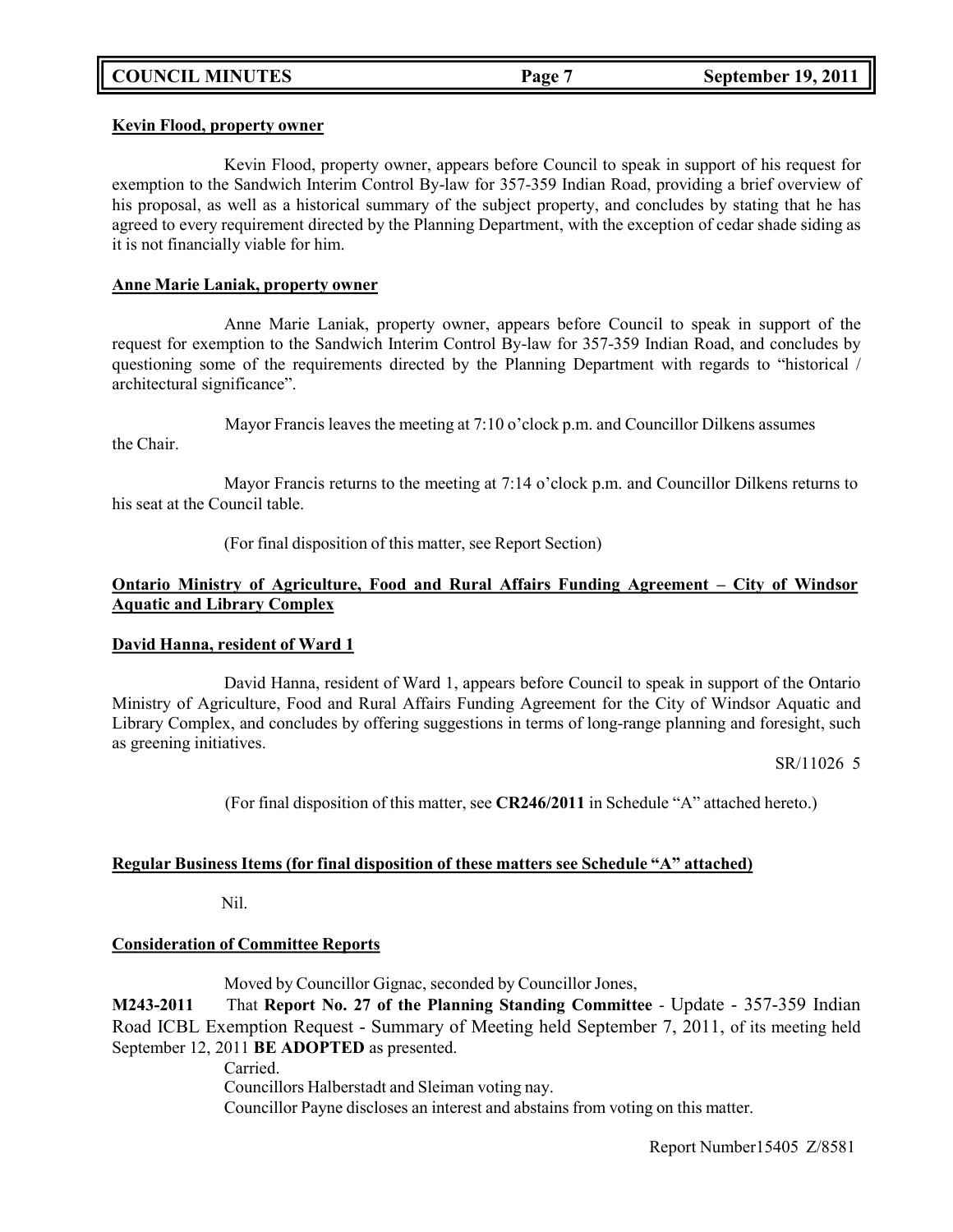**Kevin Flood, property owner**

Kevin Flood, property owner, appears before Council to speak in support of his request for exemption to the Sandwich Interim Control By-law for 357-359 Indian Road, providing a brief overview of his proposal, as well as a historical summary of the subject property, and concludes by stating that he has agreed to every requirement directed by the Planning Department, with the exception of cedar shade siding as it is not financially viable for him.

**Anne Marie Laniak, property owner**

Anne Marie Laniak, property owner, appears before Council to speak in support of the request for exemption to the Sandwich Interim Control By-law for 357-359 Indian Road, and concludes by questioning some of the requirements directed by the Planning Department with regards to "historical / architectural significance".

Mayor Francis leaves the meeting at 7:10 o'clock p.m. and Councillor Dilkens assumes the Chair.

Mayor Francis returns to the meeting at 7:14 o'clock p.m. and Councillor Dilkens returns to his seat at the Council table.

(For final disposition of this matter, see Report Section)

**Ontario Ministry of Agriculture, Food and Rural Affairs Funding Agreement – City of Windsor Aquatic and Library Complex**

**David Hanna, resident of Ward 1**

David Hanna, resident of Ward 1, appears before Council to speak in support of the Ontario Ministry of Agriculture, Food and Rural Affairs Funding Agreement for the City of Windsor Aquatic and Library Complex, and concludes by offering suggestions in terms of long-range planning and foresight, such as greening initiatives.

SR/11026 5

(For final disposition of this matter, see **CR246/2011** in Schedule "A" attached hereto.)

**Regular Business Items (for final disposition of these matters see Schedule "A" attached)**

Nil.

**Consideration of Committee Reports**

Moved by Councillor Gignac, seconded by Councillor Jones,

**M243-2011** That **Report No. 27 of the Planning Standing Committee** - Update - 357-359 Indian Road ICBL Exemption Request - Summary of Meeting held September 7, 2011, of its meeting held September 12, 2011 **BE ADOPTED** as presented.

Carried.

Councillors Halberstadt and Sleiman voting nay.

Councillor Payne discloses an interest and abstains from voting on this matter.

Report Number15405 Z/8581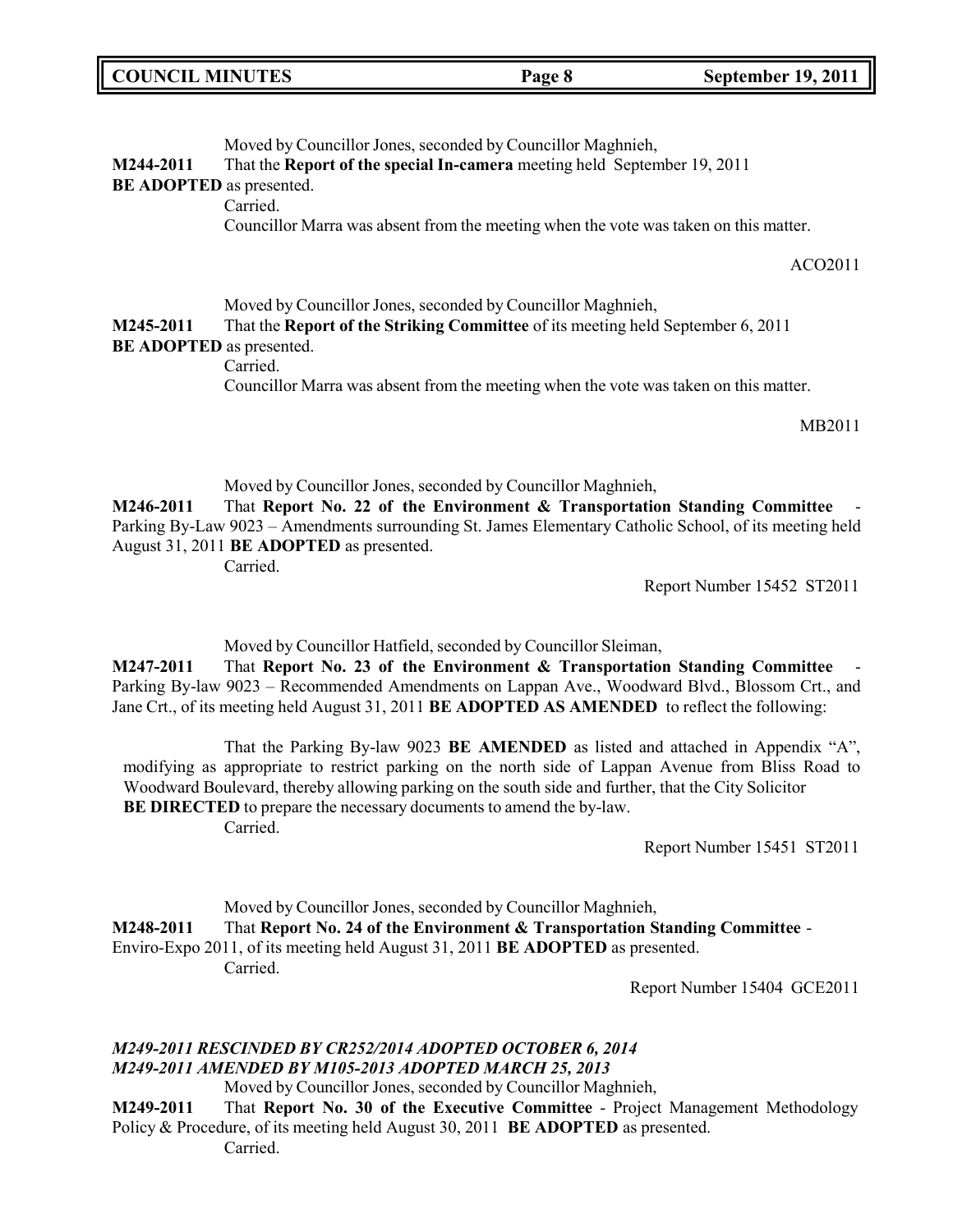Moved by Councillor Jones, seconded by Councillor Maghnieh,

**M244-2011** That the **Report of the special In-camera** meeting held September 19, 2011 **BE ADOPTED** as presented.

Carried.

Councillor Marra was absent from the meeting when the vote was taken on this matter.

ACO2011

Moved by Councillor Jones, seconded by Councillor Maghnieh,

**M245-2011** That the **Report of the Striking Committee** of its meeting held September 6, 2011 **BE ADOPTED** as presented.

Carried.

Councillor Marra was absent from the meeting when the vote was taken on this matter.

MB2011

Moved by Councillor Jones, seconded by Councillor Maghnieh,

**M246-2011** That **Report No. 22 of the Environment & Transportation Standing Committee** - Parking By-Law 9023 – Amendments surrounding St. James Elementary Catholic School, of its meeting held August 31, 2011 **BE ADOPTED** as presented.

Carried.

Report Number 15452 ST2011

Moved by Councillor Hatfield, seconded by Councillor Sleiman,

**M247-2011** That **Report No. 23 of the Environment & Transportation Standing Committee** - Parking By-law 9023 – Recommended Amendments on Lappan Ave., Woodward Blvd., Blossom Crt., and Jane Crt., of its meeting held August 31, 2011 **BE ADOPTED AS AMENDED** to reflect the following:

That the Parking By-law 9023 **BE AMENDED** as listed and attached in Appendix "A", modifying as appropriate to restrict parking on the north side of Lappan Avenue from Bliss Road to Woodward Boulevard, thereby allowing parking on the south side and further, that the City Solicitor **BE DIRECTED** to prepare the necessary documents to amend the by-law.

Carried.

Report Number 15451 ST2011

Moved by Councillor Jones, seconded by Councillor Maghnieh,

**M248-2011** That **Report No. 24 of the Environment & Transportation Standing Committee** - Enviro-Expo 2011, of its meeting held August 31, 2011 **BE ADOPTED** as presented.

Carried.

Report Number 15404 GCE2011

***M249-2011 RESCINDED BY CR252/2014 ADOPTED OCTOBER 6, 2014***
***M249-2011 AMENDED BY M105-2013 ADOPTED MARCH 25, 2013***

Moved by Councillor Jones, seconded by Councillor Maghnieh,

**M249-2011** That **Report No. 30 of the Executive Committee** - Project Management Methodology Policy & Procedure, of its meeting held August 30, 2011 **BE ADOPTED** as presented.

Carried.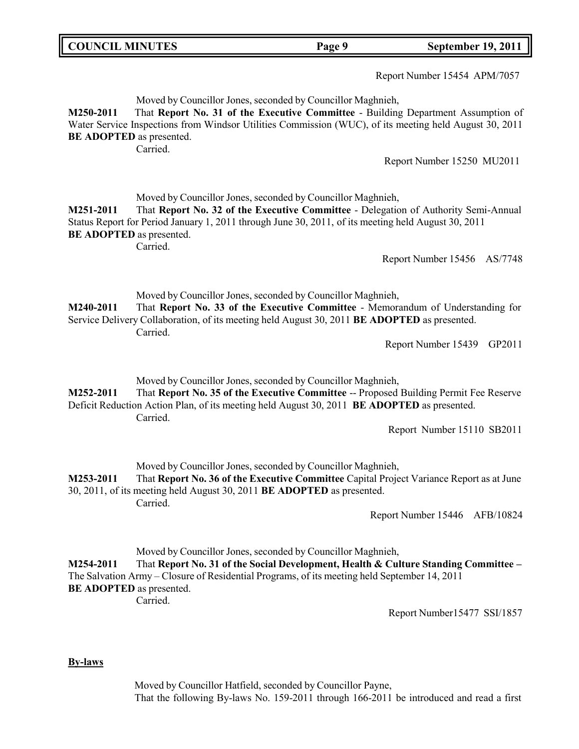Report Number 15454 APM/7057

Moved by Councillor Jones, seconded by Councillor Maghnieh,

**M250-2011** That **Report No. 31 of the Executive Committee** - Building Department Assumption of Water Service Inspections from Windsor Utilities Commission (WUC), of its meeting held August 30, 2011 **BE ADOPTED** as presented.

Carried.

Report Number 15250 MU2011

Moved by Councillor Jones, seconded by Councillor Maghnieh,

**M251-2011** That **Report No. 32 of the Executive Committee** - Delegation of Authority Semi-Annual Status Report for Period January 1, 2011 through June 30, 2011, of its meeting held August 30, 2011 **BE ADOPTED** as presented.

Carried.

Report Number 15456 AS/7748

Moved by Councillor Jones, seconded by Councillor Maghnieh,

**M240-2011** That **Report No. 33 of the Executive Committee** - Memorandum of Understanding for Service Delivery Collaboration, of its meeting held August 30, 2011 **BE ADOPTED** as presented.

Carried.

Report Number 15439 GP2011

Moved by Councillor Jones, seconded by Councillor Maghnieh,

**M252-2011** That **Report No. 35 of the Executive Committee** -- Proposed Building Permit Fee Reserve Deficit Reduction Action Plan, of its meeting held August 30, 2011 **BE ADOPTED** as presented.

Carried.

Report Number 15110 SB2011

Moved by Councillor Jones, seconded by Councillor Maghnieh,

**M253-2011** That **Report No. 36 of the Executive Committee** Capital Project Variance Report as at June 30, 2011, of its meeting held August 30, 2011 **BE ADOPTED** as presented.

Carried.

Report Number 15446 AFB/10824

Moved by Councillor Jones, seconded by Councillor Maghnieh,

**M254-2011** That **Report No. 31 of the Social Development, Health & Culture Standing Committee –** The Salvation Army – Closure of Residential Programs, of its meeting held September 14, 2011 **BE ADOPTED** as presented.

Carried.

Report Number15477 SSI/1857

**By-laws**

Moved by Councillor Hatfield, seconded by Councillor Payne,

That the following By-laws No. 159-2011 through 166-2011 be introduced and read a first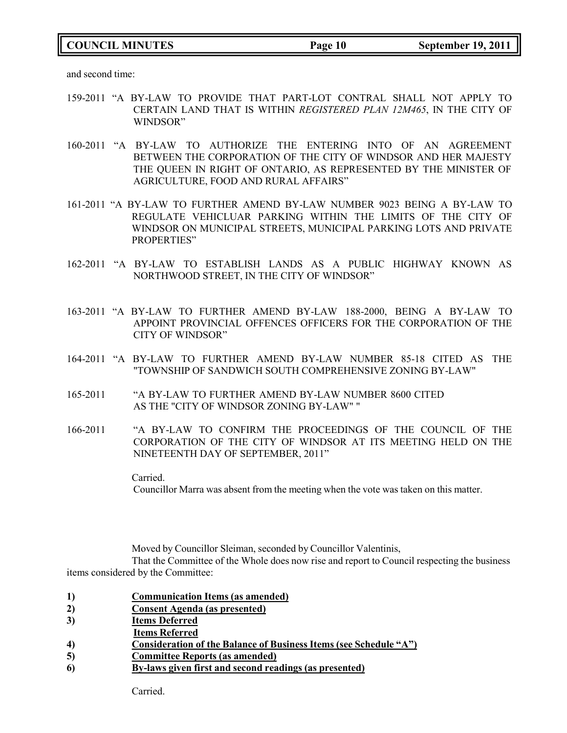and second time:

159-2011 "A BY-LAW TO PROVIDE THAT PART-LOT CONTRAL SHALL NOT APPLY TO CERTAIN LAND THAT IS WITHIN *REGISTERED PLAN 12M465*, IN THE CITY OF WINDSOR"

160-2011 "A BY-LAW TO AUTHORIZE THE ENTERING INTO OF AN AGREEMENT BETWEEN THE CORPORATION OF THE CITY OF WINDSOR AND HER MAJESTY THE QUEEN IN RIGHT OF ONTARIO, AS REPRESENTED BY THE MINISTER OF AGRICULTURE, FOOD AND RURAL AFFAIRS"

161-2011 "A BY-LAW TO FURTHER AMEND BY-LAW NUMBER 9023 BEING A BY-LAW TO REGULATE VEHICLUAR PARKING WITHIN THE LIMITS OF THE CITY OF WINDSOR ON MUNICIPAL STREETS, MUNICIPAL PARKING LOTS AND PRIVATE PROPERTIES"

162-2011 "A BY-LAW TO ESTABLISH LANDS AS A PUBLIC HIGHWAY KNOWN AS NORTHWOOD STREET, IN THE CITY OF WINDSOR"

163-2011 "A BY-LAW TO FURTHER AMEND BY-LAW 188-2000, BEING A BY-LAW TO APPOINT PROVINCIAL OFFENCES OFFICERS FOR THE CORPORATION OF THE CITY OF WINDSOR"

164-2011 "A BY-LAW TO FURTHER AMEND BY-LAW NUMBER 85-18 CITED AS THE "TOWNSHIP OF SANDWICH SOUTH COMPREHENSIVE ZONING BY-LAW"

165-2011 "A BY-LAW TO FURTHER AMEND BY-LAW NUMBER 8600 CITED AS THE "CITY OF WINDSOR ZONING BY-LAW" "

166-2011 "A BY-LAW TO CONFIRM THE PROCEEDINGS OF THE COUNCIL OF THE CORPORATION OF THE CITY OF WINDSOR AT ITS MEETING HELD ON THE NINETEENTH DAY OF SEPTEMBER, 2011"

Carried.

Councillor Marra was absent from the meeting when the vote was taken on this matter.

Moved by Councillor Sleiman, seconded by Councillor Valentinis,

That the Committee of the Whole does now rise and report to Council respecting the business items considered by the Committee:

1) **Communication Items (as amended)**
2) **Consent Agenda (as presented)**
3) **Items Deferred**
   **Items Referred**
4) **Consideration of the Balance of Business Items (see Schedule "A")**
5) **Committee Reports (as amended)**
6) **By-laws given first and second readings (as presented)**

Carried.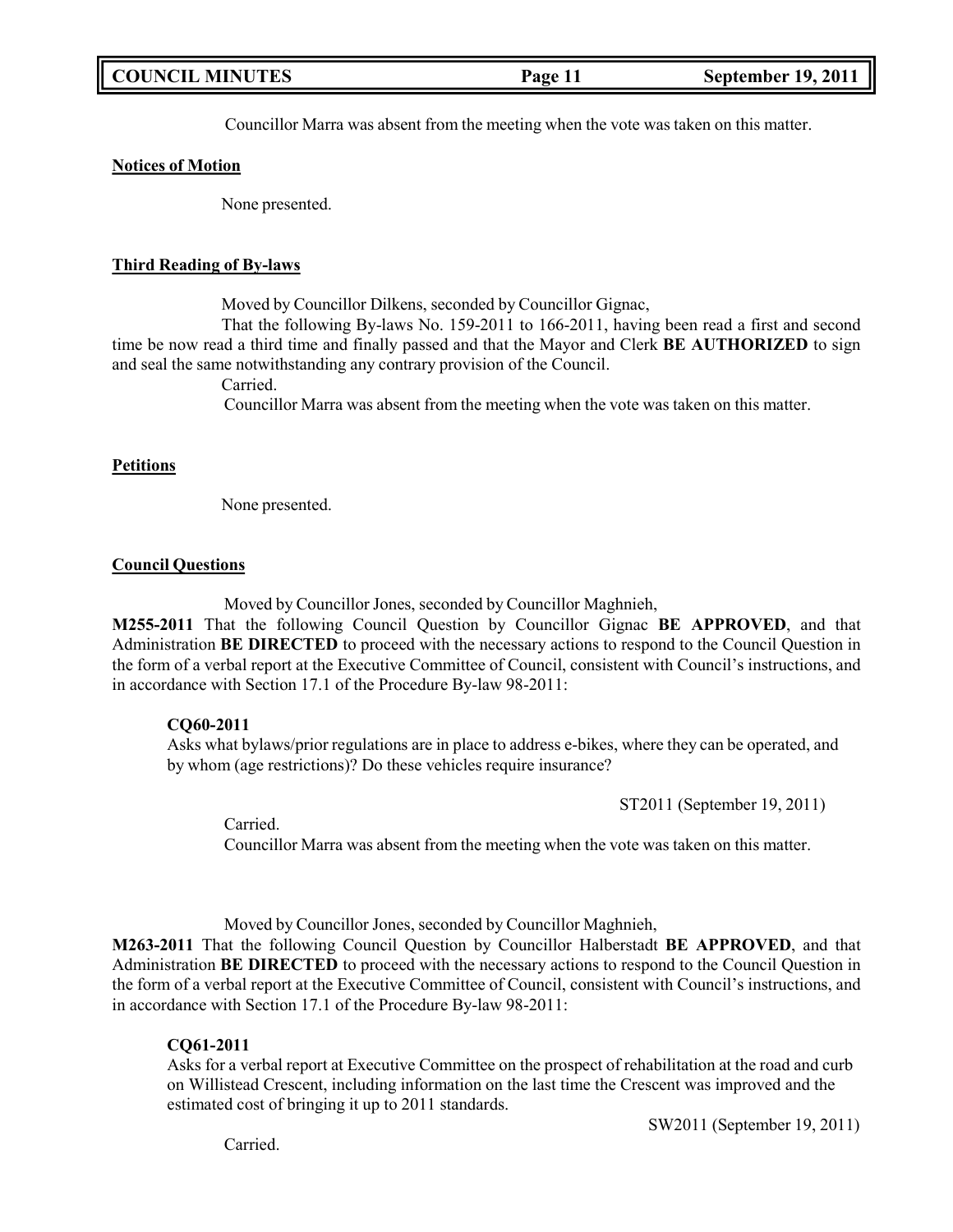Councillor Marra was absent from the meeting when the vote was taken on this matter.

**Notices of Motion**

None presented.

**Third Reading of By-laws**

Moved by Councillor Dilkens, seconded by Councillor Gignac,

That the following By-laws No. 159-2011 to 166-2011, having been read a first and second time be now read a third time and finally passed and that the Mayor and Clerk **BE AUTHORIZED** to sign and seal the same notwithstanding any contrary provision of the Council.

Carried.

Councillor Marra was absent from the meeting when the vote was taken on this matter.

**Petitions**

None presented.

**Council Questions**

Moved by Councillor Jones, seconded by Councillor Maghnieh,

**M255-2011** That the following Council Question by Councillor Gignac **BE APPROVED**, and that Administration **BE DIRECTED** to proceed with the necessary actions to respond to the Council Question in the form of a verbal report at the Executive Committee of Council, consistent with Council's instructions, and in accordance with Section 17.1 of the Procedure By-law 98-2011:

**CQ60-2011**

Asks what bylaws/prior regulations are in place to address e-bikes, where they can be operated, and by whom (age restrictions)? Do these vehicles require insurance?

ST2011 (September 19, 2011)

Carried.

Councillor Marra was absent from the meeting when the vote was taken on this matter.

Moved by Councillor Jones, seconded by Councillor Maghnieh,

**M263-2011** That the following Council Question by Councillor Halberstadt **BE APPROVED**, and that Administration **BE DIRECTED** to proceed with the necessary actions to respond to the Council Question in the form of a verbal report at the Executive Committee of Council, consistent with Council's instructions, and in accordance with Section 17.1 of the Procedure By-law 98-2011:

**CQ61-2011**

Asks for a verbal report at Executive Committee on the prospect of rehabilitation at the road and curb on Willistead Crescent, including information on the last time the Crescent was improved and the estimated cost of bringing it up to 2011 standards.

SW2011 (September 19, 2011)

Carried.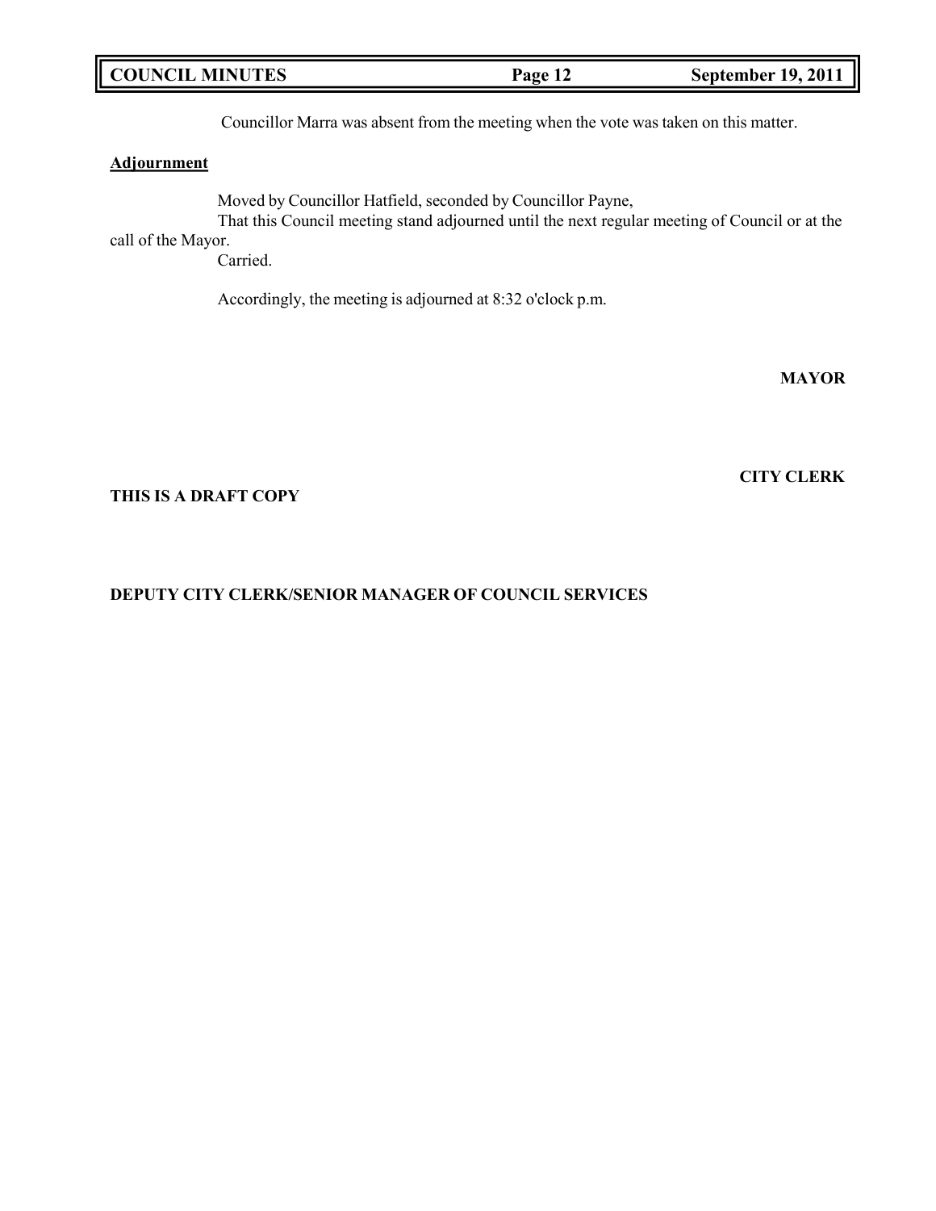Councillor Marra was absent from the meeting when the vote was taken on this matter.

**Adjournment**

Moved by Councillor Hatfield, seconded by Councillor Payne,

That this Council meeting stand adjourned until the next regular meeting of Council or at the call of the Mayor.

Carried.

Accordingly, the meeting is adjourned at 8:32 o'clock p.m.

**MAYOR**

**CITY CLERK**

**THIS IS A DRAFT COPY**

**DEPUTY CITY CLERK/SENIOR MANAGER OF COUNCIL SERVICES**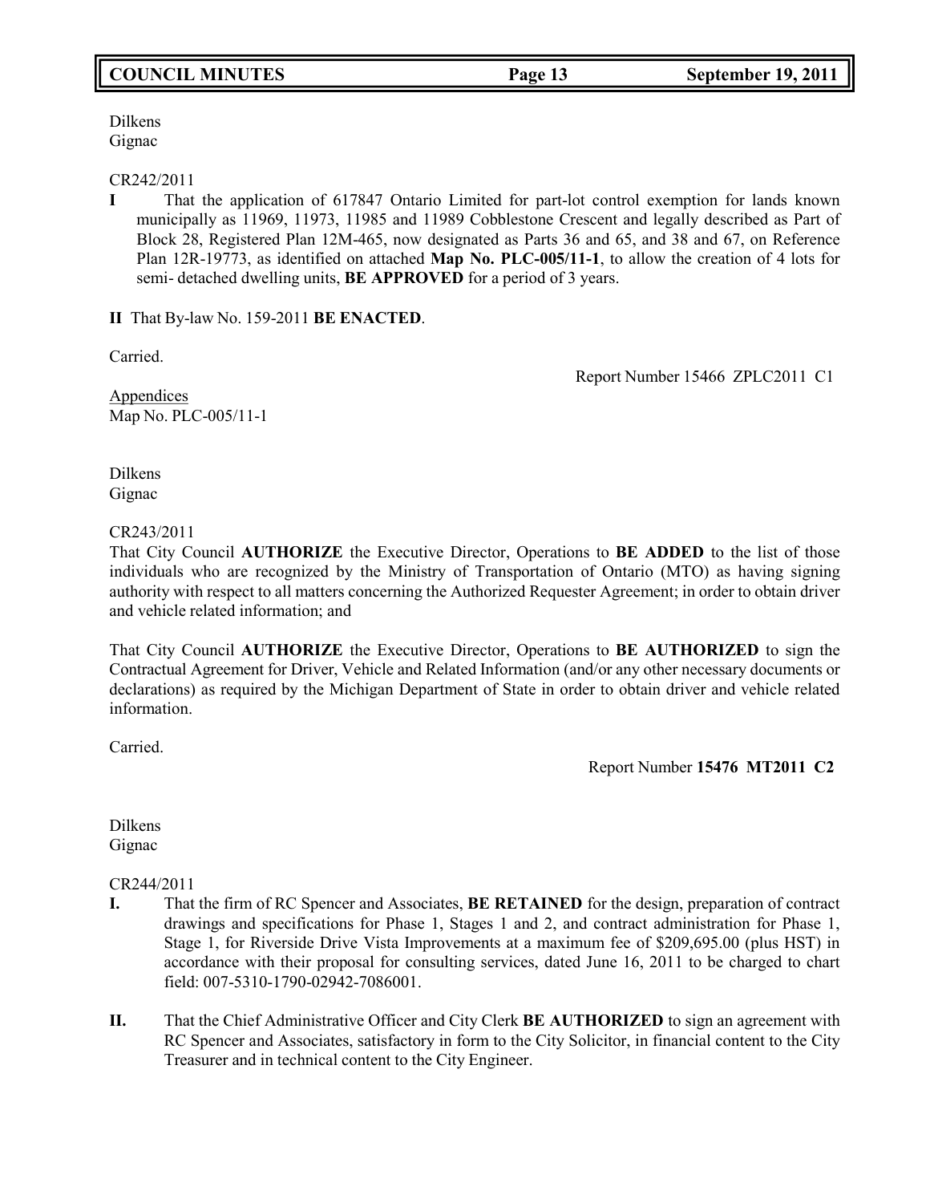Dilkens
Gignac

CR242/2011

**I** That the application of 617847 Ontario Limited for part-lot control exemption for lands known municipally as 11969, 11973, 11985 and 11989 Cobblestone Crescent and legally described as Part of Block 28, Registered Plan 12M-465, now designated as Parts 36 and 65, and 38 and 67, on Reference Plan 12R-19773, as identified on attached **Map No. PLC-005/11-1**, to allow the creation of 4 lots for semi- detached dwelling units, **BE APPROVED** for a period of 3 years.

**II** That By-law No. 159-2011 **BE ENACTED**.

Carried.

Report Number 15466 ZPLC2011 C1

Appendices
Map No. PLC-005/11-1

Dilkens
Gignac

CR243/2011

That City Council **AUTHORIZE** the Executive Director, Operations to **BE ADDED** to the list of those individuals who are recognized by the Ministry of Transportation of Ontario (MTO) as having signing authority with respect to all matters concerning the Authorized Requester Agreement; in order to obtain driver and vehicle related information; and

That City Council **AUTHORIZE** the Executive Director, Operations to **BE AUTHORIZED** to sign the Contractual Agreement for Driver, Vehicle and Related Information (and/or any other necessary documents or declarations) as required by the Michigan Department of State in order to obtain driver and vehicle related information.

Carried.

Report Number **15476 MT2011 C2**

Dilkens
Gignac

CR244/2011

**I.** That the firm of RC Spencer and Associates, **BE RETAINED** for the design, preparation of contract drawings and specifications for Phase 1, Stages 1 and 2, and contract administration for Phase 1, Stage 1, for Riverside Drive Vista Improvements at a maximum fee of $209,695.00 (plus HST) in accordance with their proposal for consulting services, dated June 16, 2011 to be charged to chart field: 007-5310-1790-02942-7086001.

**II.** That the Chief Administrative Officer and City Clerk **BE AUTHORIZED** to sign an agreement with RC Spencer and Associates, satisfactory in form to the City Solicitor, in financial content to the City Treasurer and in technical content to the City Engineer.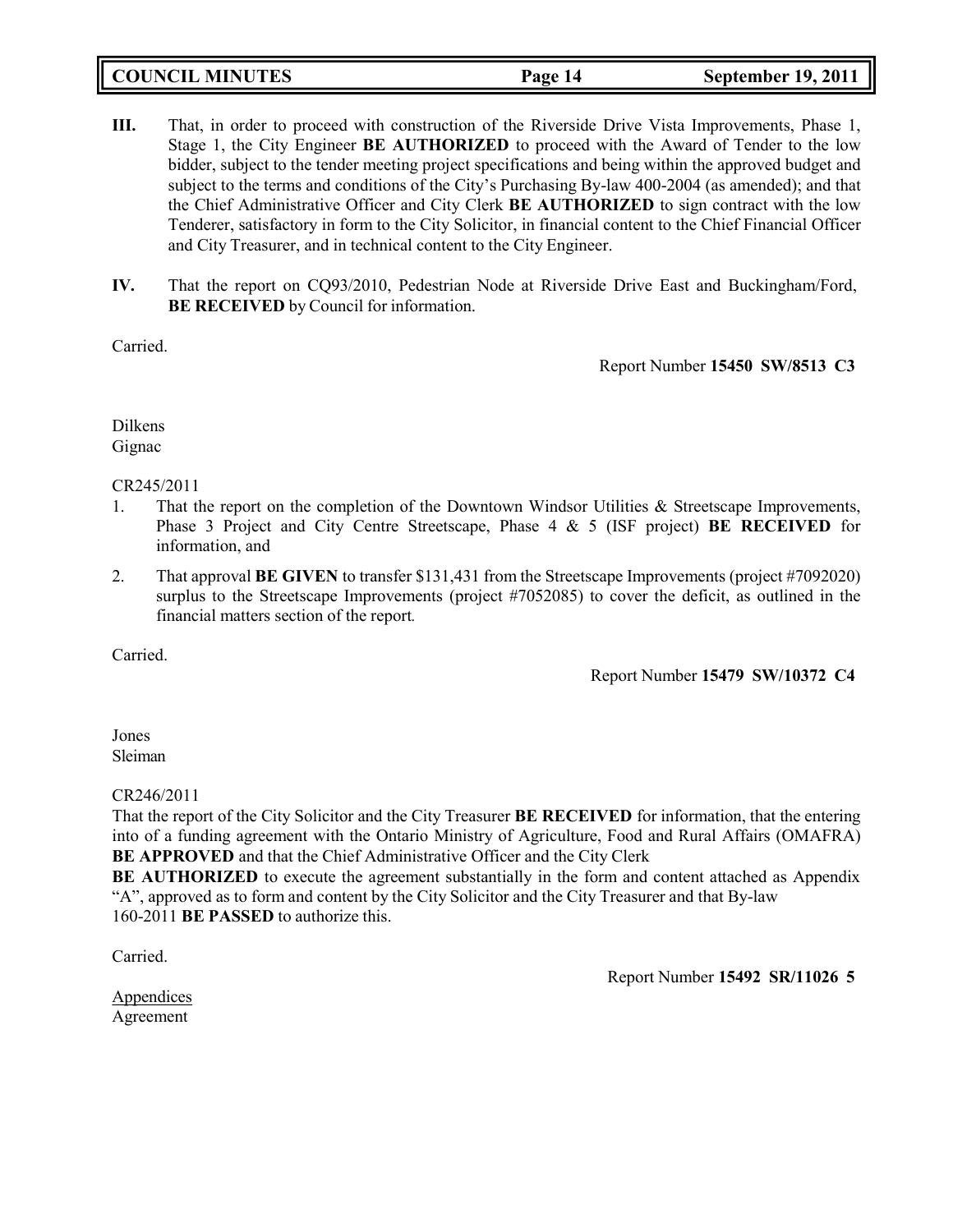**III.** That, in order to proceed with construction of the Riverside Drive Vista Improvements, Phase 1, Stage 1, the City Engineer **BE AUTHORIZED** to proceed with the Award of Tender to the low bidder, subject to the tender meeting project specifications and being within the approved budget and subject to the terms and conditions of the City's Purchasing By-law 400-2004 (as amended); and that the Chief Administrative Officer and City Clerk **BE AUTHORIZED** to sign contract with the low Tenderer, satisfactory in form to the City Solicitor, in financial content to the Chief Financial Officer and City Treasurer, and in technical content to the City Engineer.

**IV.** That the report on CQ93/2010, Pedestrian Node at Riverside Drive East and Buckingham/Ford, **BE RECEIVED** by Council for information.

Carried.

Report Number **15450 SW/8513 C3**

Dilkens
Gignac

CR245/2011

1. That the report on the completion of the Downtown Windsor Utilities & Streetscape Improvements, Phase 3 Project and City Centre Streetscape, Phase 4 & 5 (ISF project) **BE RECEIVED** for information, and
2. That approval **BE GIVEN** to transfer $131,431 from the Streetscape Improvements (project #7092020) surplus to the Streetscape Improvements (project #7052085) to cover the deficit, as outlined in the financial matters section of the report.

Carried.

Report Number **15479 SW/10372 C4**

Jones
Sleiman

CR246/2011

That the report of the City Solicitor and the City Treasurer **BE RECEIVED** for information, that the entering into of a funding agreement with the Ontario Ministry of Agriculture, Food and Rural Affairs (OMAFRA) **BE APPROVED** and that the Chief Administrative Officer and the City Clerk
**BE AUTHORIZED** to execute the agreement substantially in the form and content attached as Appendix "A", approved as to form and content by the City Solicitor and the City Treasurer and that By-law 160-2011 **BE PASSED** to authorize this.

Carried.

Report Number **15492 SR/11026 5**

Appendices
Agreement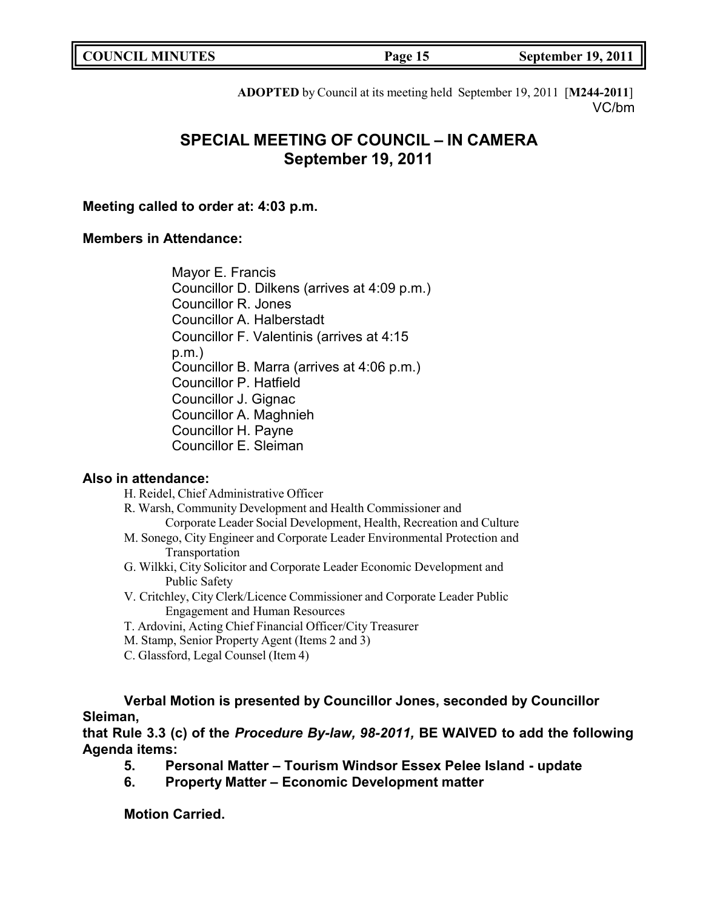**ADOPTED** by Council at its meeting held September 19, 2011 [**M244-2011**]
VC/bm

# SPECIAL MEETING OF COUNCIL – IN CAMERA
## September 19, 2011

**Meeting called to order at: 4:03 p.m.**

**Members in Attendance:**

Mayor E. Francis
Councillor D. Dilkens (arrives at 4:09 p.m.)
Councillor R. Jones
Councillor A. Halberstadt
Councillor F. Valentinis (arrives at 4:15 p.m.)
Councillor B. Marra (arrives at 4:06 p.m.)
Councillor P. Hatfield
Councillor J. Gignac
Councillor A. Maghnieh
Councillor H. Payne
Councillor E. Sleiman

**Also in attendance:**

H. Reidel, Chief Administrative Officer
R. Warsh, Community Development and Health Commissioner and Corporate Leader Social Development, Health, Recreation and Culture
M. Sonego, City Engineer and Corporate Leader Environmental Protection and Transportation
G. Wilkki, City Solicitor and Corporate Leader Economic Development and Public Safety
V. Critchley, City Clerk/Licence Commissioner and Corporate Leader Public Engagement and Human Resources
T. Ardovini, Acting Chief Financial Officer/City Treasurer
M. Stamp, Senior Property Agent (Items 2 and 3)
C. Glassford, Legal Counsel (Item 4)

**Verbal Motion is presented by Councillor Jones, seconded by Councillor Sleiman,**
**that Rule 3.3 (c) of the *Procedure By-law, 98-2011,* BE WAIVED to add the following Agenda items:**

**5. Personal Matter – Tourism Windsor Essex Pelee Island - update**
**6. Property Matter – Economic Development matter**

**Motion Carried.**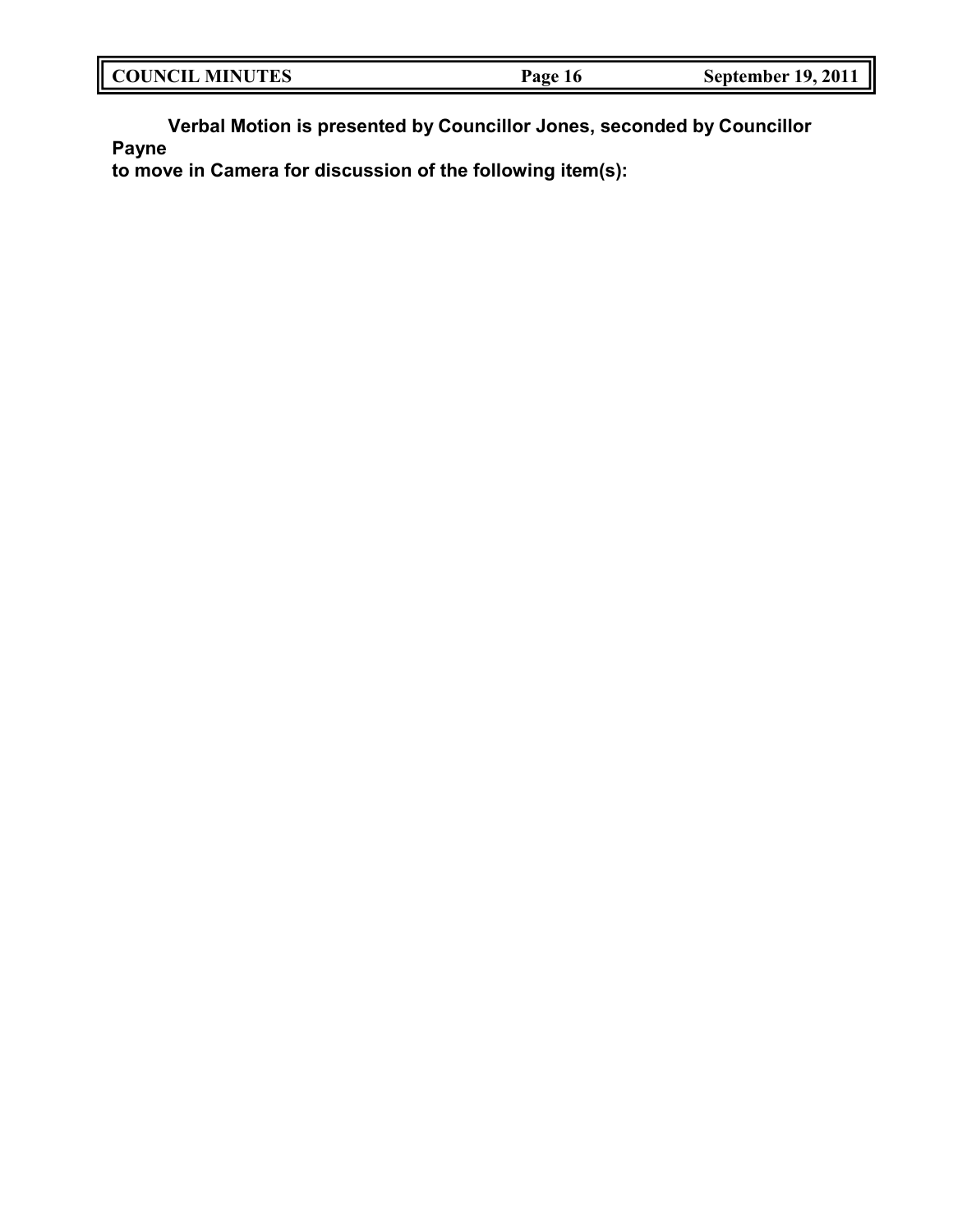**Verbal Motion is presented by Councillor Jones, seconded by Councillor Payne to move in Camera for discussion of the following item(s):**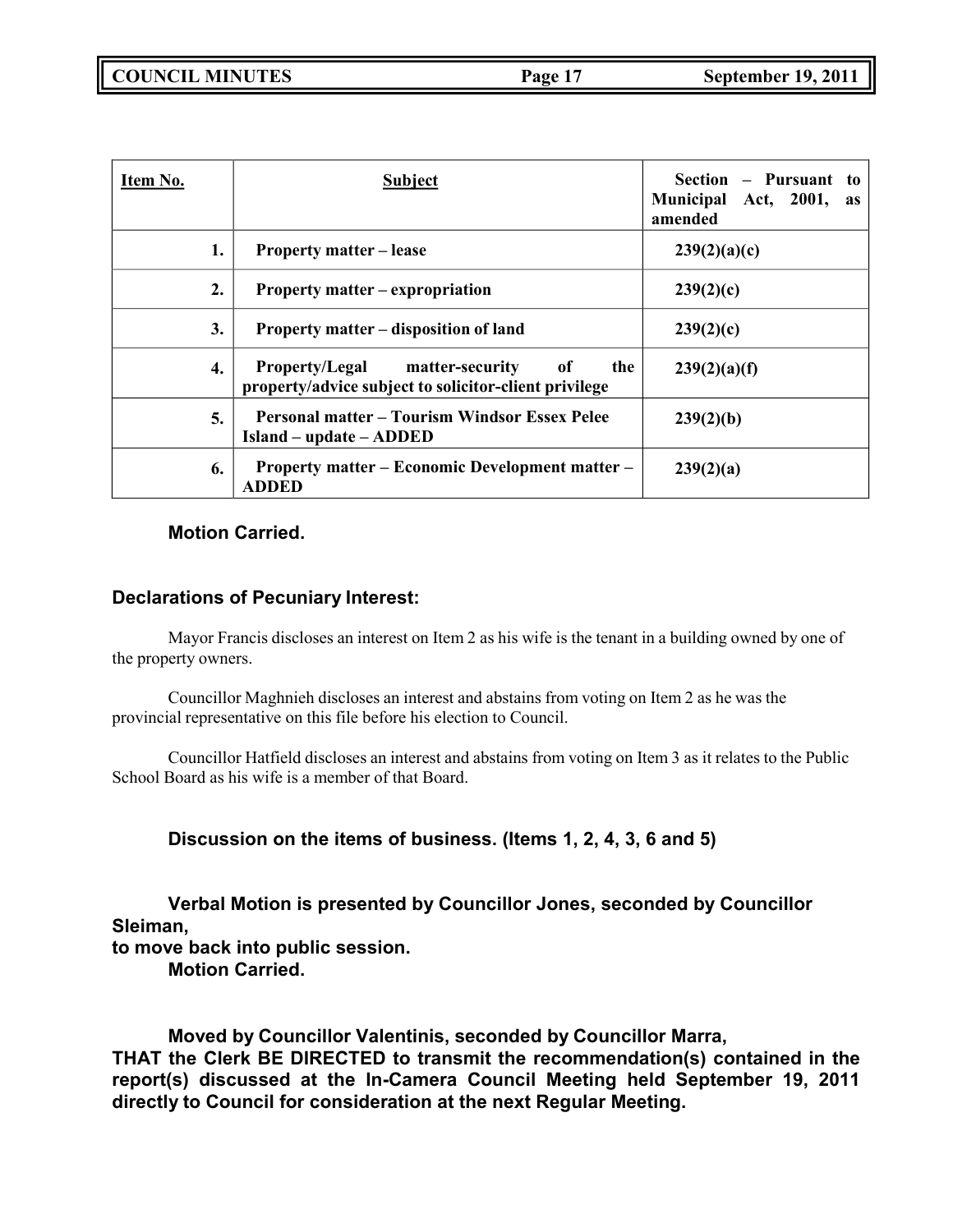| Item No. | Subject | Section – Pursuant to Municipal Act, 2001, as amended |
|---|---|---|
| 1. | **Property matter – lease** | **239(2)(a)(c)** |
| 2. | **Property matter – expropriation** | **239(2)(c)** |
| 3. | **Property matter – disposition of land** | **239(2)(c)** |
| 4. | **Property/Legal matter-security of the property/advice subject to solicitor-client privilege** | **239(2)(a)(f)** |
| 5. | **Personal matter – Tourism Windsor Essex Pelee Island – update – ADDED** | **239(2)(b)** |
| 6. | **Property matter – Economic Development matter – ADDED** | **239(2)(a)** |

**Motion Carried.**

### Declarations of Pecuniary Interest:

Mayor Francis discloses an interest on Item 2 as his wife is the tenant in a building owned by one of the property owners.

Councillor Maghnieh discloses an interest and abstains from voting on Item 2 as he was the provincial representative on this file before his election to Council.

Councillor Hatfield discloses an interest and abstains from voting on Item 3 as it relates to the Public School Board as his wife is a member of that Board.

**Discussion on the items of business. (Items 1, 2, 4, 3, 6 and 5)**

**Verbal Motion is presented by Councillor Jones, seconded by Councillor Sleiman, to move back into public session.**
**Motion Carried.**

**Moved by Councillor Valentinis, seconded by Councillor Marra, THAT the Clerk BE DIRECTED to transmit the recommendation(s) contained in the report(s) discussed at the In-Camera Council Meeting held September 19, 2011 directly to Council for consideration at the next Regular Meeting.**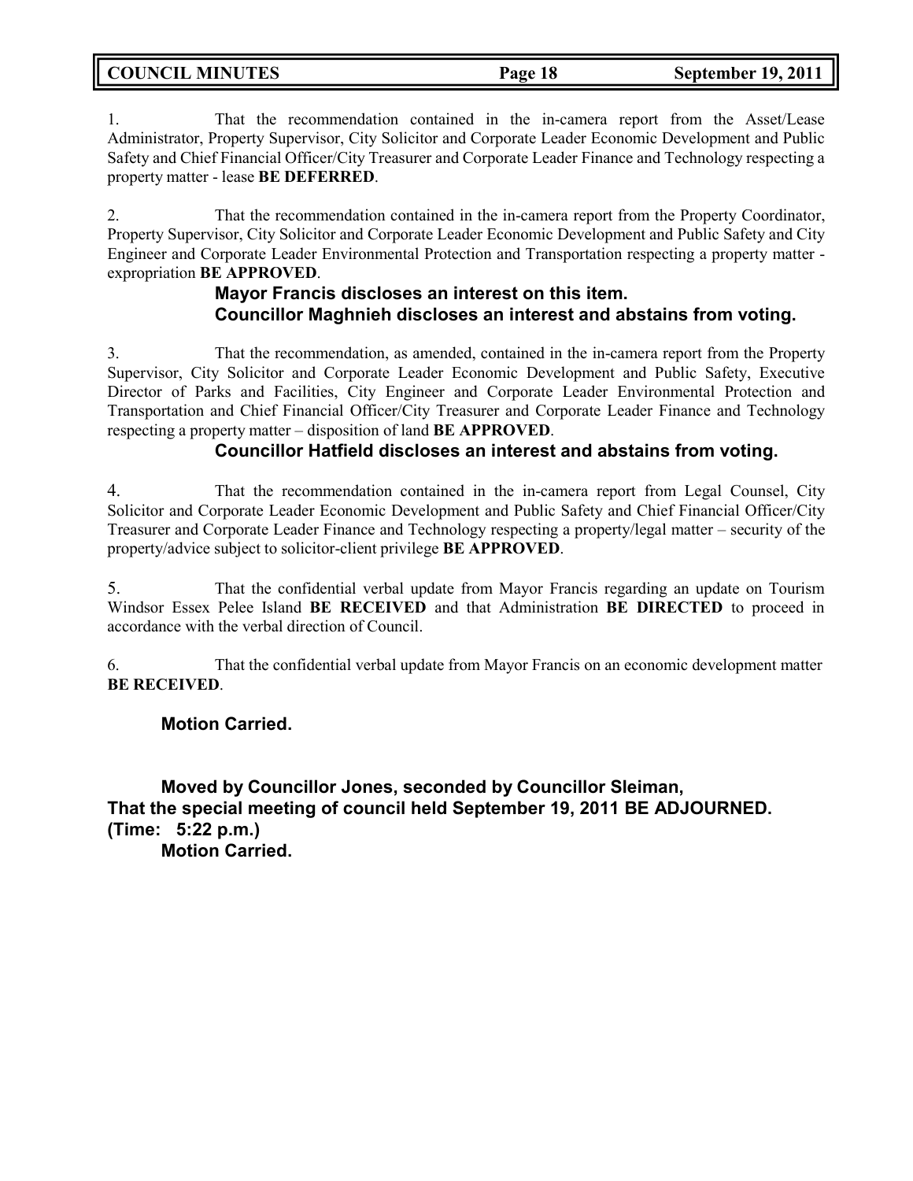1. That the recommendation contained in the in-camera report from the Asset/Lease Administrator, Property Supervisor, City Solicitor and Corporate Leader Economic Development and Public Safety and Chief Financial Officer/City Treasurer and Corporate Leader Finance and Technology respecting a property matter - lease **BE DEFERRED**.

2. That the recommendation contained in the in-camera report from the Property Coordinator, Property Supervisor, City Solicitor and Corporate Leader Economic Development and Public Safety and City Engineer and Corporate Leader Environmental Protection and Transportation respecting a property matter - expropriation **BE APPROVED**.

**Mayor Francis discloses an interest on this item.**
**Councillor Maghnieh discloses an interest and abstains from voting.**

3. That the recommendation, as amended, contained in the in-camera report from the Property Supervisor, City Solicitor and Corporate Leader Economic Development and Public Safety, Executive Director of Parks and Facilities, City Engineer and Corporate Leader Environmental Protection and Transportation and Chief Financial Officer/City Treasurer and Corporate Leader Finance and Technology respecting a property matter – disposition of land **BE APPROVED**.

**Councillor Hatfield discloses an interest and abstains from voting.**

4. That the recommendation contained in the in-camera report from Legal Counsel, City Solicitor and Corporate Leader Economic Development and Public Safety and Chief Financial Officer/City Treasurer and Corporate Leader Finance and Technology respecting a property/legal matter – security of the property/advice subject to solicitor-client privilege **BE APPROVED**.

5. That the confidential verbal update from Mayor Francis regarding an update on Tourism Windsor Essex Pelee Island **BE RECEIVED** and that Administration **BE DIRECTED** to proceed in accordance with the verbal direction of Council.

6. That the confidential verbal update from Mayor Francis on an economic development matter **BE RECEIVED**.

**Motion Carried.**

**Moved by Councillor Jones, seconded by Councillor Sleiman,**
**That the special meeting of council held September 19, 2011 BE ADJOURNED.**
**(Time: 5:22 p.m.)**
**Motion Carried.**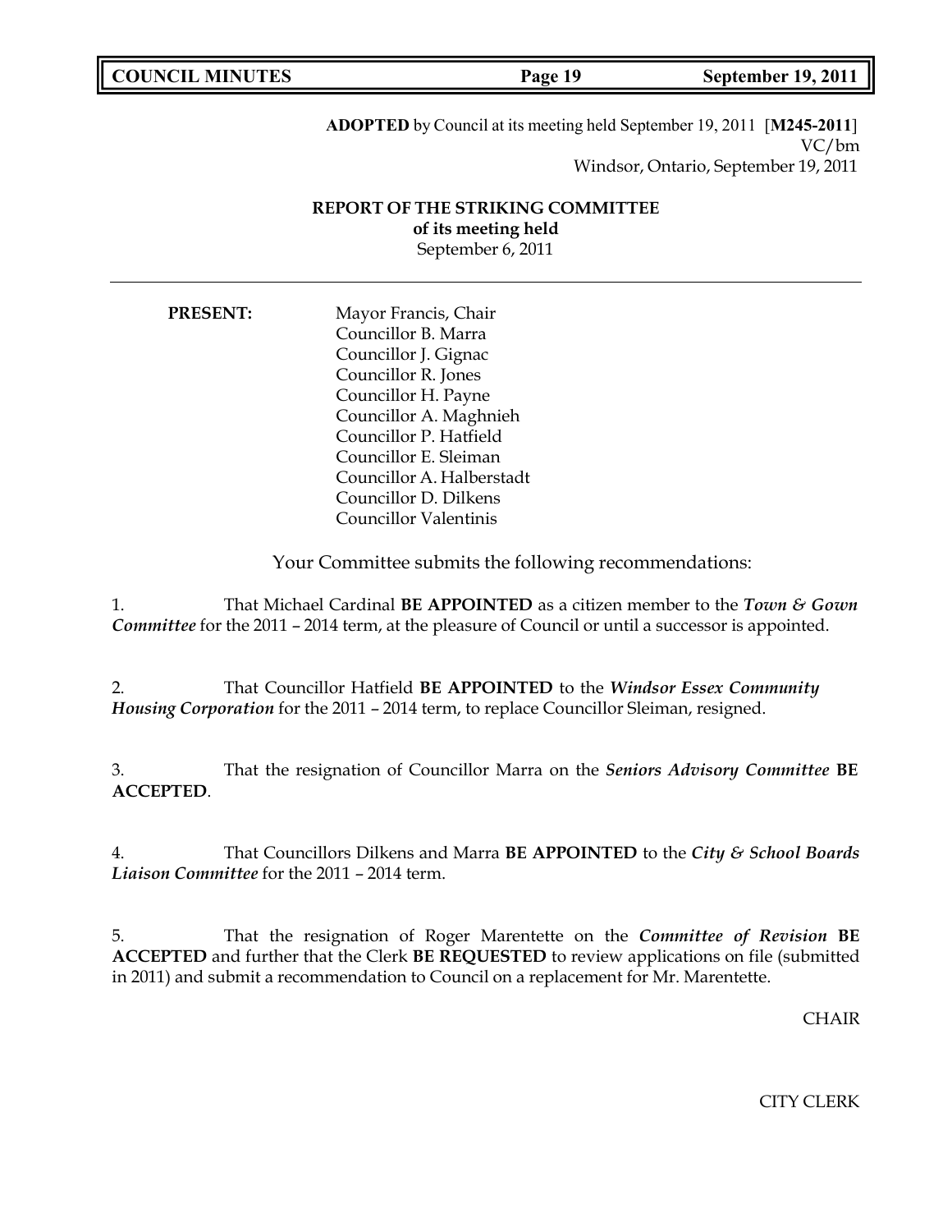**ADOPTED** by Council at its meeting held September 19, 2011 [**M245-2011**]
VC/bm
Windsor, Ontario, September 19, 2011

## REPORT OF THE STRIKING COMMITTEE
**of its meeting held**
September 6, 2011

---

**PRESENT:**
Mayor Francis, Chair
Councillor B. Marra
Councillor J. Gignac
Councillor R. Jones
Councillor H. Payne
Councillor A. Maghnieh
Councillor P. Hatfield
Councillor E. Sleiman
Councillor A. Halberstadt
Councillor D. Dilkens
Councillor Valentinis

Your Committee submits the following recommendations:

1. That Michael Cardinal **BE APPOINTED** as a citizen member to the ***Town & Gown Committee*** for the 2011 – 2014 term, at the pleasure of Council or until a successor is appointed.

2. That Councillor Hatfield **BE APPOINTED** to the ***Windsor Essex Community Housing Corporation*** for the 2011 – 2014 term, to replace Councillor Sleiman, resigned.

3. That the resignation of Councillor Marra on the ***Seniors Advisory Committee*** **BE ACCEPTED**.

4. That Councillors Dilkens and Marra **BE APPOINTED** to the ***City & School Boards Liaison Committee*** for the 2011 – 2014 term.

5. That the resignation of Roger Marentette on the ***Committee of Revision*** **BE ACCEPTED** and further that the Clerk **BE REQUESTED** to review applications on file (submitted in 2011) and submit a recommendation to Council on a replacement for Mr. Marentette.

CHAIR

CITY CLERK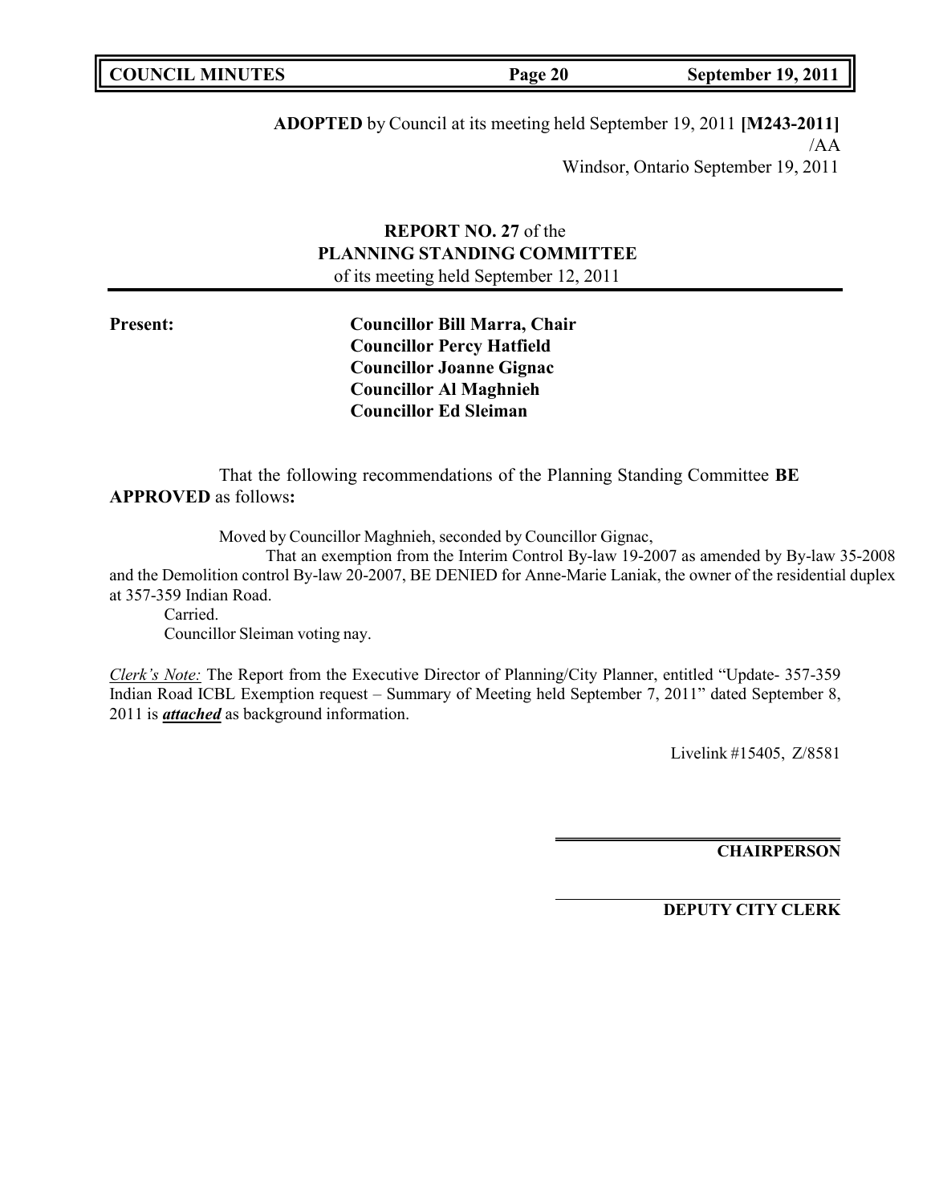**ADOPTED** by Council at its meeting held September 19, 2011 **[M243-2011]**
/AA
Windsor, Ontario September 19, 2011

**REPORT NO. 27** of the
**PLANNING STANDING COMMITTEE**
of its meeting held September 12, 2011

**Present:**

**Councillor Bill Marra, Chair**
**Councillor Percy Hatfield**
**Councillor Joanne Gignac**
**Councillor Al Maghnieh**
**Councillor Ed Sleiman**

That the following recommendations of the Planning Standing Committee **BE APPROVED** as follows**:**

Moved by Councillor Maghnieh, seconded by Councillor Gignac,

That an exemption from the Interim Control By-law 19-2007 as amended by By-law 35-2008 and the Demolition control By-law 20-2007, BE DENIED for Anne-Marie Laniak, the owner of the residential duplex at 357-359 Indian Road.

Carried.

Councillor Sleiman voting nay.

*Clerk's Note:* The Report from the Executive Director of Planning/City Planner, entitled "Update- 357-359 Indian Road ICBL Exemption request – Summary of Meeting held September 7, 2011" dated September 8, 2011 is ***attached*** as background information.

Livelink #15405, Z/8581

**CHAIRPERSON**

**DEPUTY CITY CLERK**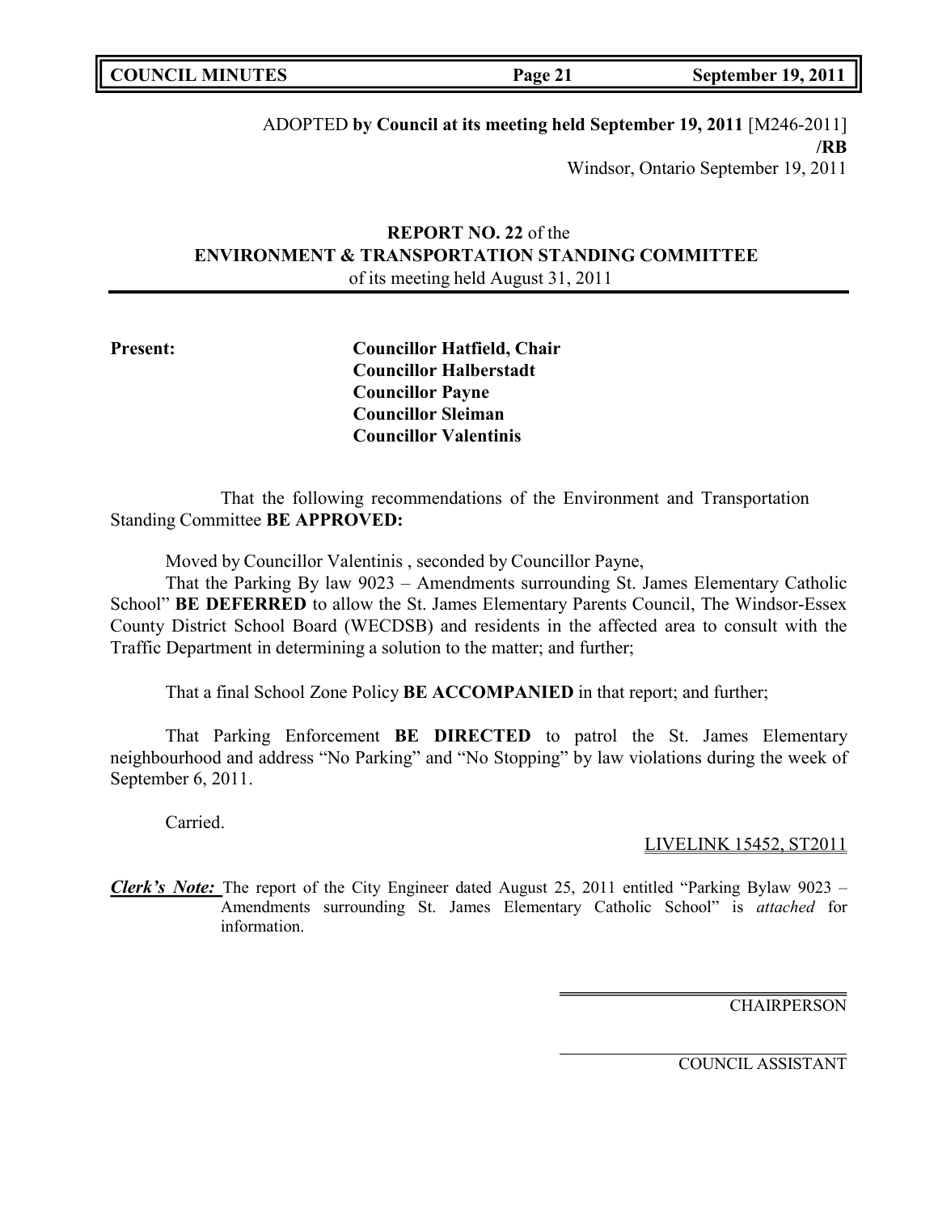ADOPTED **by Council at its meeting held September 19, 2011** [M246-2011]
**/RB**
Windsor, Ontario September 19, 2011

## REPORT NO. 22 of the ENVIRONMENT & TRANSPORTATION STANDING COMMITTEE

of its meeting held August 31, 2011

**Present:**

**Councillor Hatfield, Chair**
**Councillor Halberstadt**
**Councillor Payne**
**Councillor Sleiman**
**Councillor Valentinis**

That the following recommendations of the Environment and Transportation Standing Committee **BE APPROVED:**

Moved by Councillor Valentinis , seconded by Councillor Payne,

That the Parking By law 9023 – Amendments surrounding St. James Elementary Catholic School" **BE DEFERRED** to allow the St. James Elementary Parents Council, The Windsor-Essex County District School Board (WECDSB) and residents in the affected area to consult with the Traffic Department in determining a solution to the matter; and further;

That a final School Zone Policy **BE ACCOMPANIED** in that report; and further;

That Parking Enforcement **BE DIRECTED** to patrol the St. James Elementary neighbourhood and address "No Parking" and "No Stopping" by law violations during the week of September 6, 2011.

Carried.

LIVELINK 15452, ST2011

***Clerk's Note:*** The report of the City Engineer dated August 25, 2011 entitled "Parking Bylaw 9023 – Amendments surrounding St. James Elementary Catholic School" is *attached* for information.

CHAIRPERSON

COUNCIL ASSISTANT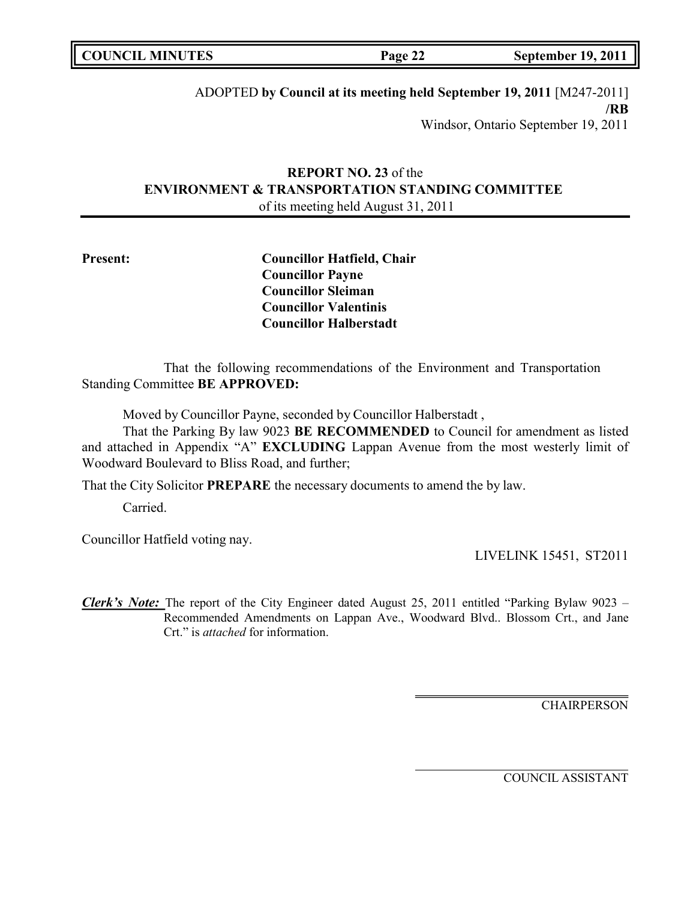ADOPTED **by Council at its meeting held September 19, 2011** [M247-2011] **/RB**
Windsor, Ontario September 19, 2011

**REPORT NO. 23** of the
**ENVIRONMENT & TRANSPORTATION STANDING COMMITTEE**
of its meeting held August 31, 2011

**Present:** **Councillor Hatfield, Chair**
**Councillor Payne**
**Councillor Sleiman**
**Councillor Valentinis**
**Councillor Halberstadt**

That the following recommendations of the Environment and Transportation Standing Committee **BE APPROVED:**

Moved by Councillor Payne, seconded by Councillor Halberstadt ,

That the Parking By law 9023 **BE RECOMMENDED** to Council for amendment as listed and attached in Appendix "A" **EXCLUDING** Lappan Avenue from the most westerly limit of Woodward Boulevard to Bliss Road, and further;

That the City Solicitor **PREPARE** the necessary documents to amend the by law.

Carried.

Councillor Hatfield voting nay.

LIVELINK 15451, ST2011

***Clerk's Note:*** The report of the City Engineer dated August 25, 2011 entitled "Parking Bylaw 9023 – Recommended Amendments on Lappan Ave., Woodward Blvd.. Blossom Crt., and Jane Crt." is *attached* for information.

CHAIRPERSON

COUNCIL ASSISTANT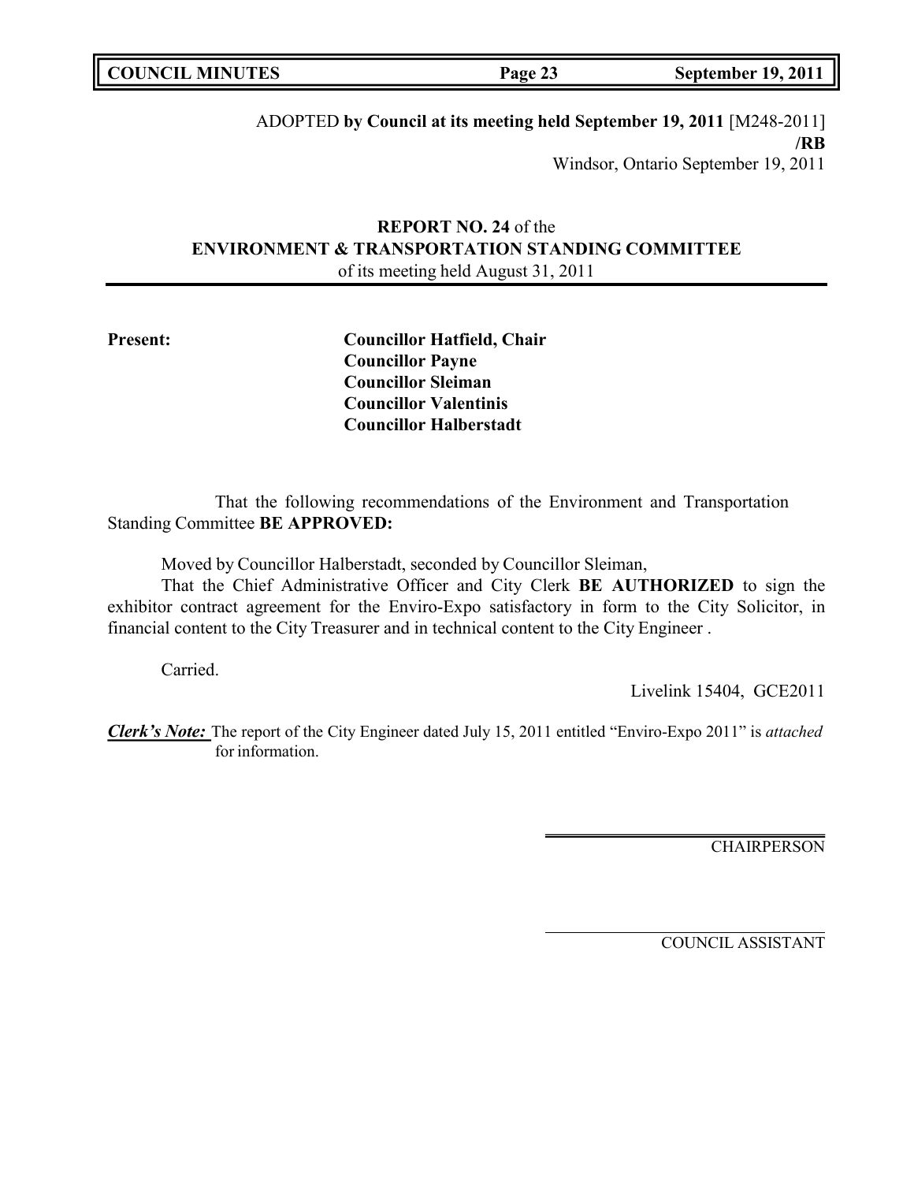ADOPTED **by Council at its meeting held September 19, 2011** [M248-2011]
**/RB**
Windsor, Ontario September 19, 2011

**REPORT NO. 24** of the
**ENVIRONMENT & TRANSPORTATION STANDING COMMITTEE**
of its meeting held August 31, 2011

**Present:**

**Councillor Hatfield, Chair**
**Councillor Payne**
**Councillor Sleiman**
**Councillor Valentinis**
**Councillor Halberstadt**

That the following recommendations of the Environment and Transportation Standing Committee **BE APPROVED:**

Moved by Councillor Halberstadt, seconded by Councillor Sleiman,

That the Chief Administrative Officer and City Clerk **BE AUTHORIZED** to sign the exhibitor contract agreement for the Enviro-Expo satisfactory in form to the City Solicitor, in financial content to the City Treasurer and in technical content to the City Engineer .

Carried.

Livelink 15404, GCE2011

***Clerk's Note:*** The report of the City Engineer dated July 15, 2011 entitled "Enviro-Expo 2011" is *attached* for information.

CHAIRPERSON

COUNCIL ASSISTANT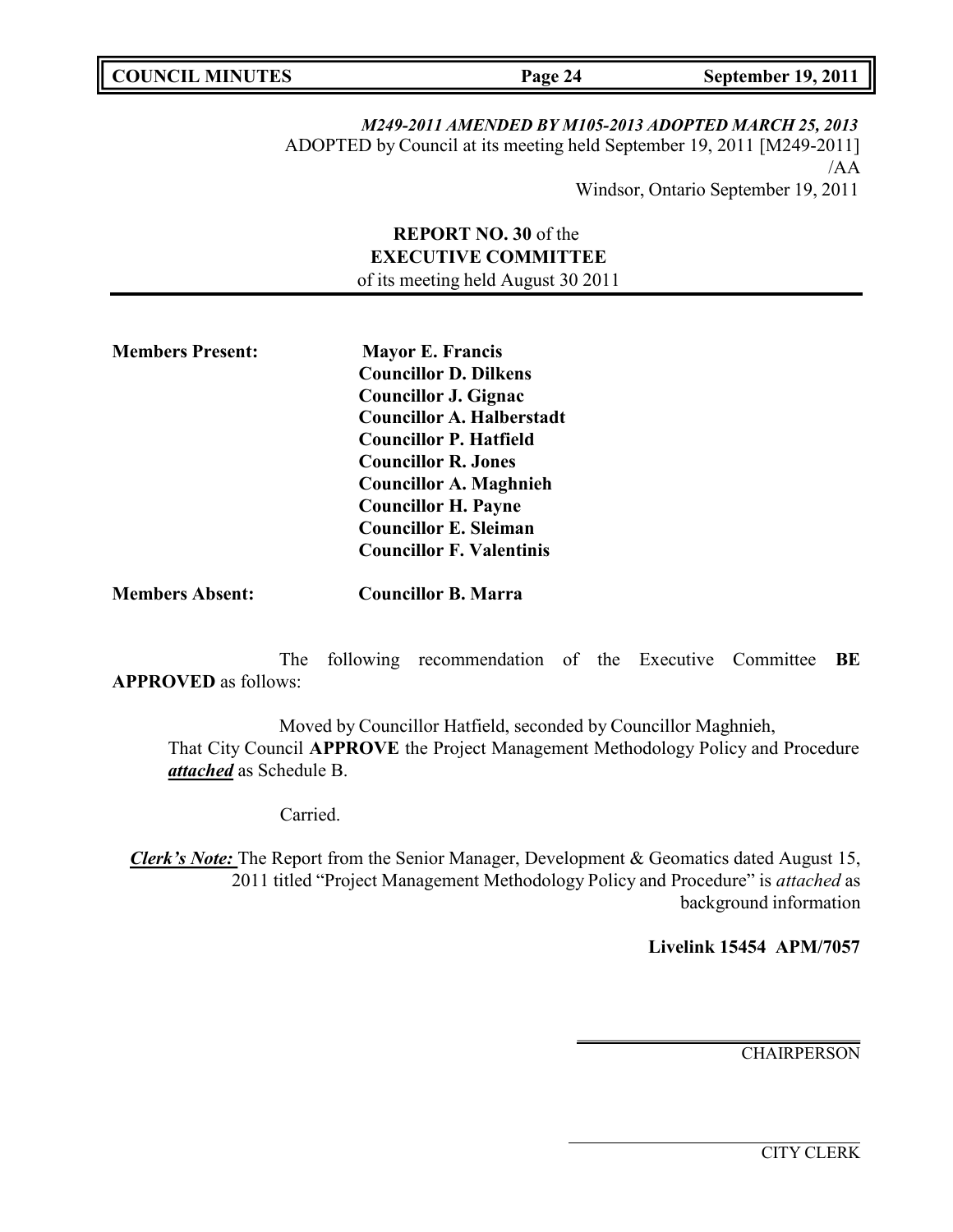*M249-2011 AMENDED BY M105-2013 ADOPTED MARCH 25, 2013*

ADOPTED by Council at its meeting held September 19, 2011 [M249-2011]

/AA

Windsor, Ontario September 19, 2011

**REPORT NO. 30** of the
**EXECUTIVE COMMITTEE**
of its meeting held August 30 2011

**Members Present:**

**Mayor E. Francis**
**Councillor D. Dilkens**
**Councillor J. Gignac**
**Councillor A. Halberstadt**
**Councillor P. Hatfield**
**Councillor R. Jones**
**Councillor A. Maghnieh**
**Councillor H. Payne**
**Councillor E. Sleiman**
**Councillor F. Valentinis**

**Members Absent:** **Councillor B. Marra**

The following recommendation of the Executive Committee **BE APPROVED** as follows:

Moved by Councillor Hatfield, seconded by Councillor Maghnieh,

That City Council **APPROVE** the Project Management Methodology Policy and Procedure ***attached*** as Schedule B.

Carried.

***Clerk's Note:*** The Report from the Senior Manager, Development & Geomatics dated August 15, 2011 titled "Project Management Methodology Policy and Procedure" is *attached* as background information

**Livelink 15454 APM/7057**

CHAIRPERSON

CITY CLERK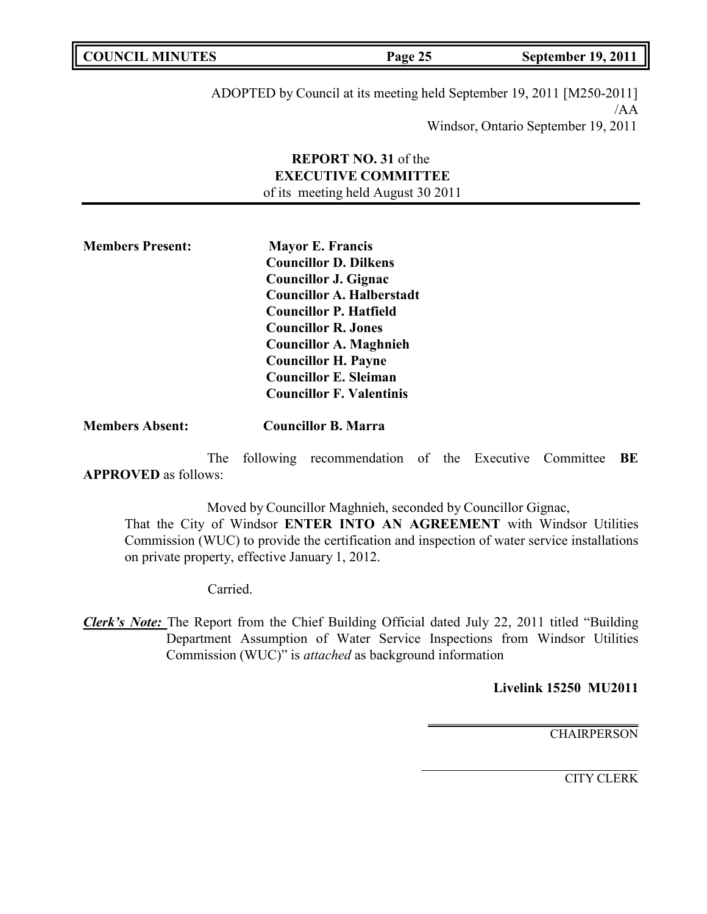ADOPTED by Council at its meeting held September 19, 2011 [M250-2011]
/AA
Windsor, Ontario September 19, 2011

**REPORT NO. 31** of the
**EXECUTIVE COMMITTEE**
of its meeting held August 30 2011

**Members Present:**

**Mayor E. Francis**
**Councillor D. Dilkens**
**Councillor J. Gignac**
**Councillor A. Halberstadt**
**Councillor P. Hatfield**
**Councillor R. Jones**
**Councillor A. Maghnieh**
**Councillor H. Payne**
**Councillor E. Sleiman**
**Councillor F. Valentinis**

**Members Absent:** **Councillor B. Marra**

The following recommendation of the Executive Committee **BE APPROVED** as follows:

Moved by Councillor Maghnieh, seconded by Councillor Gignac,
That the City of Windsor **ENTER INTO AN AGREEMENT** with Windsor Utilities Commission (WUC) to provide the certification and inspection of water service installations on private property, effective January 1, 2012.

Carried.

***Clerk's Note:*** The Report from the Chief Building Official dated July 22, 2011 titled "Building Department Assumption of Water Service Inspections from Windsor Utilities Commission (WUC)" is *attached* as background information

**Livelink 15250 MU2011**

CHAIRPERSON

CITY CLERK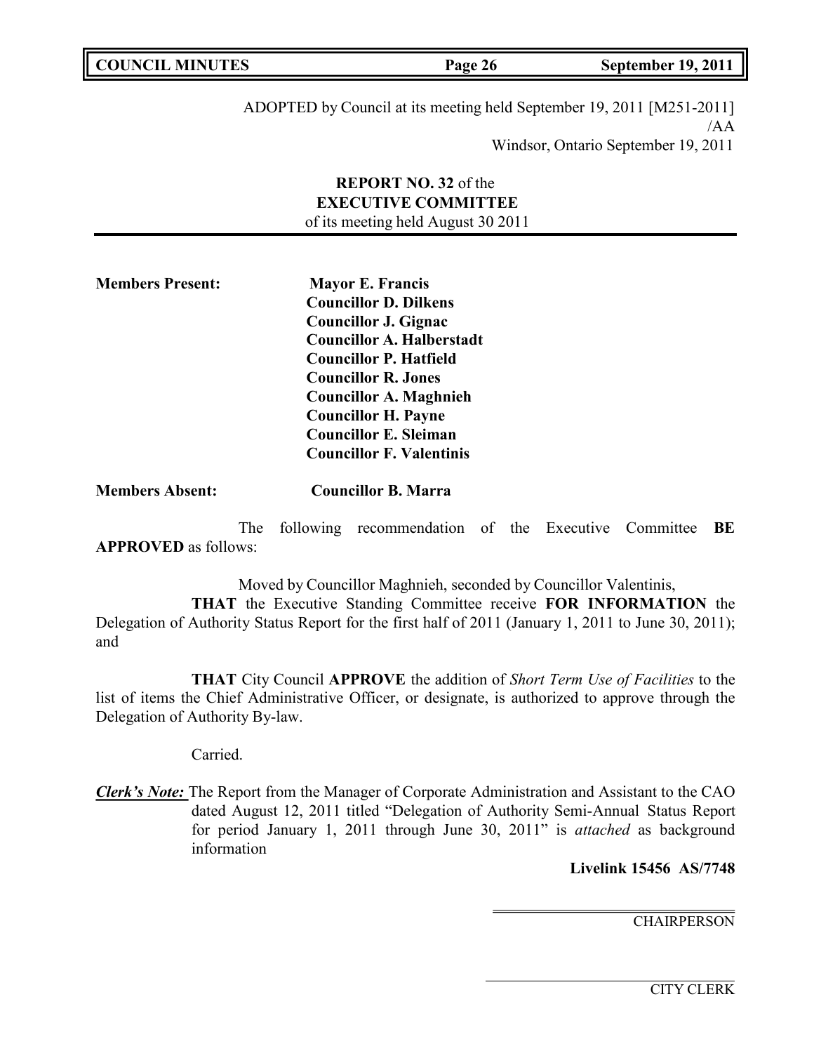ADOPTED by Council at its meeting held September 19, 2011 [M251-2011]
/AA
Windsor, Ontario September 19, 2011

**REPORT NO. 32** of the
**EXECUTIVE COMMITTEE**
of its meeting held August 30 2011

**Members Present:**

**Mayor E. Francis**
**Councillor D. Dilkens**
**Councillor J. Gignac**
**Councillor A. Halberstadt**
**Councillor P. Hatfield**
**Councillor R. Jones**
**Councillor A. Maghnieh**
**Councillor H. Payne**
**Councillor E. Sleiman**
**Councillor F. Valentinis**

**Members Absent:** **Councillor B. Marra**

The following recommendation of the Executive Committee **BE APPROVED** as follows:

Moved by Councillor Maghnieh, seconded by Councillor Valentinis,

**THAT** the Executive Standing Committee receive **FOR INFORMATION** the Delegation of Authority Status Report for the first half of 2011 (January 1, 2011 to June 30, 2011); and

**THAT** City Council **APPROVE** the addition of *Short Term Use of Facilities* to the list of items the Chief Administrative Officer, or designate, is authorized to approve through the Delegation of Authority By-law.

Carried.

***Clerk's Note:*** The Report from the Manager of Corporate Administration and Assistant to the CAO dated August 12, 2011 titled "Delegation of Authority Semi-Annual Status Report for period January 1, 2011 through June 30, 2011" is *attached* as background information

**Livelink 15456 AS/7748**

CHAIRPERSON

CITY CLERK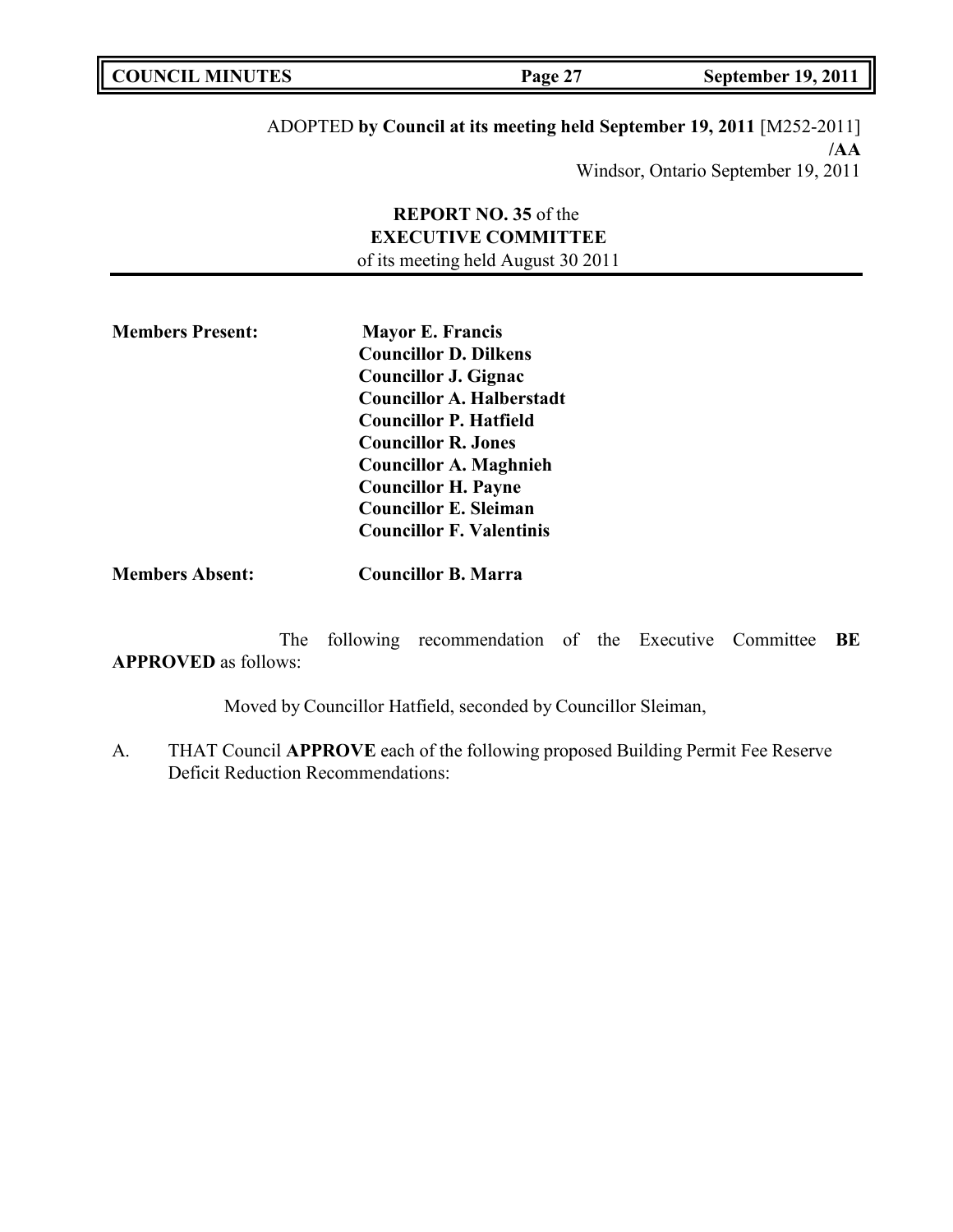ADOPTED **by Council at its meeting held September 19, 2011** [M252-2011]
**/AA**
Windsor, Ontario September 19, 2011

**REPORT NO. 35** of the
**EXECUTIVE COMMITTEE**
of its meeting held August 30 2011

**Members Present:** **Mayor E. Francis**
**Councillor D. Dilkens**
**Councillor J. Gignac**
**Councillor A. Halberstadt**
**Councillor P. Hatfield**
**Councillor R. Jones**
**Councillor A. Maghnieh**
**Councillor H. Payne**
**Councillor E. Sleiman**
**Councillor F. Valentinis**

**Members Absent:** **Councillor B. Marra**

The following recommendation of the Executive Committee **BE APPROVED** as follows:

Moved by Councillor Hatfield, seconded by Councillor Sleiman,

A. THAT Council **APPROVE** each of the following proposed Building Permit Fee Reserve Deficit Reduction Recommendations: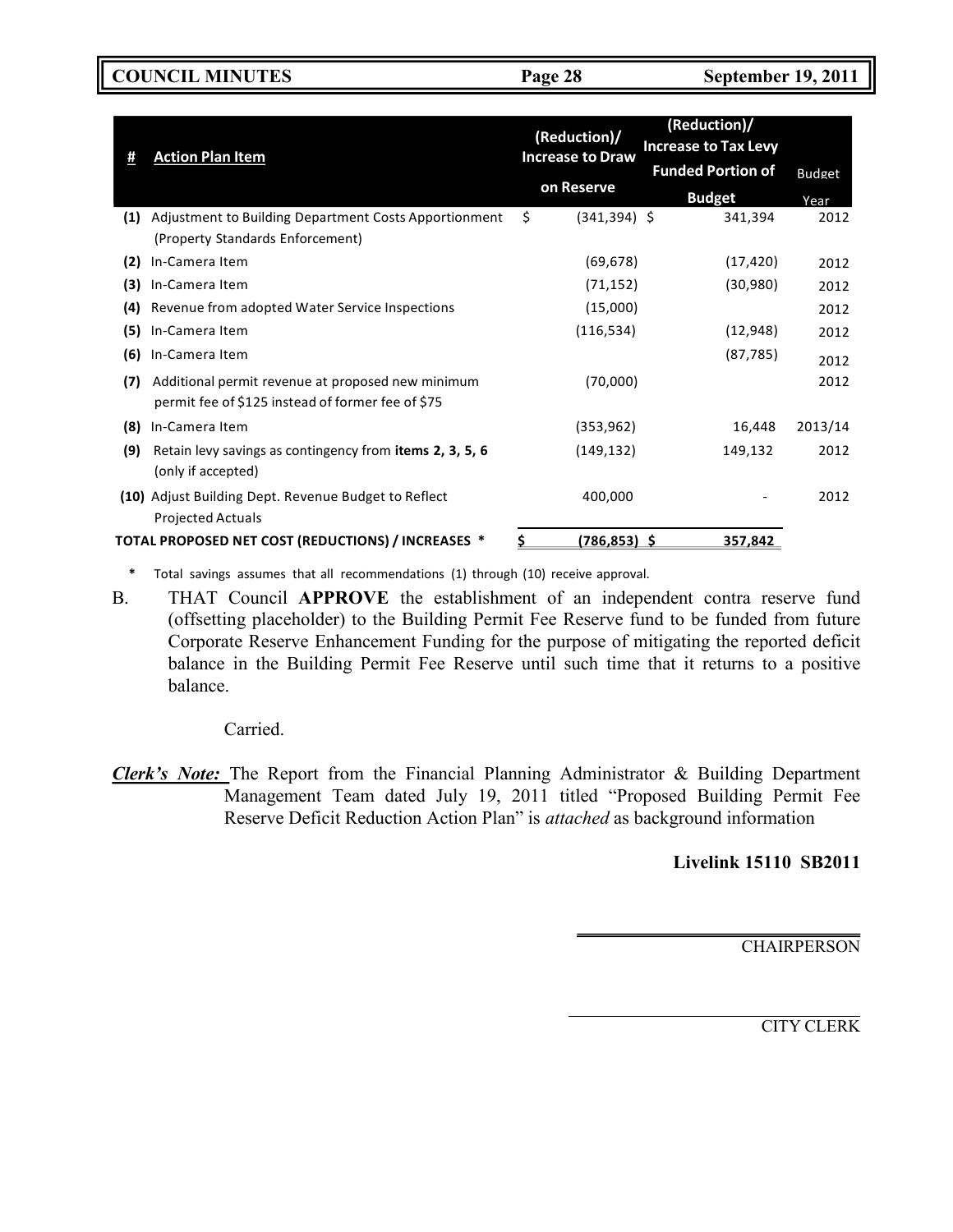| # | Action Plan Item | (Reduction)/ Increase to Draw on Reserve | (Reduction)/ Increase to Tax Levy Funded Portion of Budget | Budget Year |
|---|---|---|---|---|
| (1) | Adjustment to Building Department Costs Apportionment (Property Standards Enforcement) | $ (341,394) | $ 341,394 | 2012 |
| (2) | In-Camera Item | (69,678) | (17,420) | 2012 |
| (3) | In-Camera Item | (71,152) | (30,980) | 2012 |
| (4) | Revenue from adopted Water Service Inspections | (15,000) | | 2012 |
| (5) | In-Camera Item | (116,534) | (12,948) | 2012 |
| (6) | In-Camera Item | | (87,785) | 2012 |
| (7) | Additional permit revenue at proposed new minimum permit fee of $125 instead of former fee of $75 | (70,000) | | 2012 |
| (8) | In-Camera Item | (353,962) | 16,448 | 2013/14 |
| (9) | Retain levy savings as contingency from **items 2, 3, 5, 6** (only if accepted) | (149,132) | 149,132 | 2012 |
| (10) | Adjust Building Dept. Revenue Budget to Reflect Projected Actuals | 400,000 | - | 2012 |
| | **TOTAL PROPOSED NET COST (REDUCTIONS) / INCREASES *** | **$ (786,853)** | **$ 357,842** | |

\* Total savings assumes that all recommendations (1) through (10) receive approval.

B. THAT Council **APPROVE** the establishment of an independent contra reserve fund (offsetting placeholder) to the Building Permit Fee Reserve fund to be funded from future Corporate Reserve Enhancement Funding for the purpose of mitigating the reported deficit balance in the Building Permit Fee Reserve until such time that it returns to a positive balance.

Carried.

***Clerk's Note:*** The Report from the Financial Planning Administrator & Building Department Management Team dated July 19, 2011 titled "Proposed Building Permit Fee Reserve Deficit Reduction Action Plan" is *attached* as background information

**Livelink 15110 SB2011**

CHAIRPERSON

CITY CLERK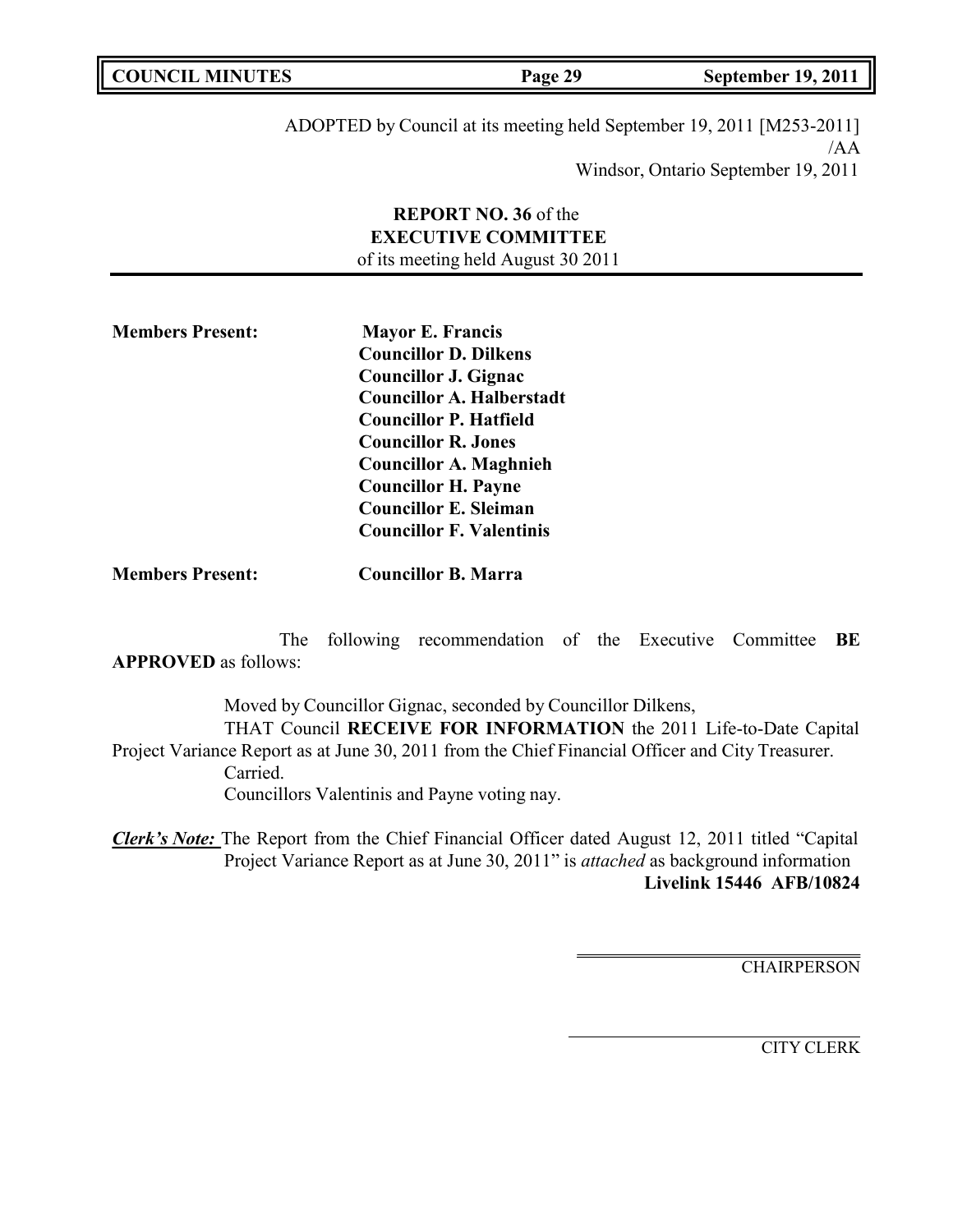ADOPTED by Council at its meeting held September 19, 2011 [M253-2011]
/AA
Windsor, Ontario September 19, 2011

**REPORT NO. 36** of the
**EXECUTIVE COMMITTEE**
of its meeting held August 30 2011

**Members Present:**

**Mayor E. Francis**
**Councillor D. Dilkens**
**Councillor J. Gignac**
**Councillor A. Halberstadt**
**Councillor P. Hatfield**
**Councillor R. Jones**
**Councillor A. Maghnieh**
**Councillor H. Payne**
**Councillor E. Sleiman**
**Councillor F. Valentinis**

**Members Present:** **Councillor B. Marra**

The following recommendation of the Executive Committee **BE APPROVED** as follows:

Moved by Councillor Gignac, seconded by Councillor Dilkens,

THAT Council **RECEIVE FOR INFORMATION** the 2011 Life-to-Date Capital Project Variance Report as at June 30, 2011 from the Chief Financial Officer and City Treasurer.

Carried.

Councillors Valentinis and Payne voting nay.

***Clerk's Note:*** The Report from the Chief Financial Officer dated August 12, 2011 titled "Capital Project Variance Report as at June 30, 2011" is *attached* as background information

**Livelink 15446 AFB/10824**

CHAIRPERSON

CITY CLERK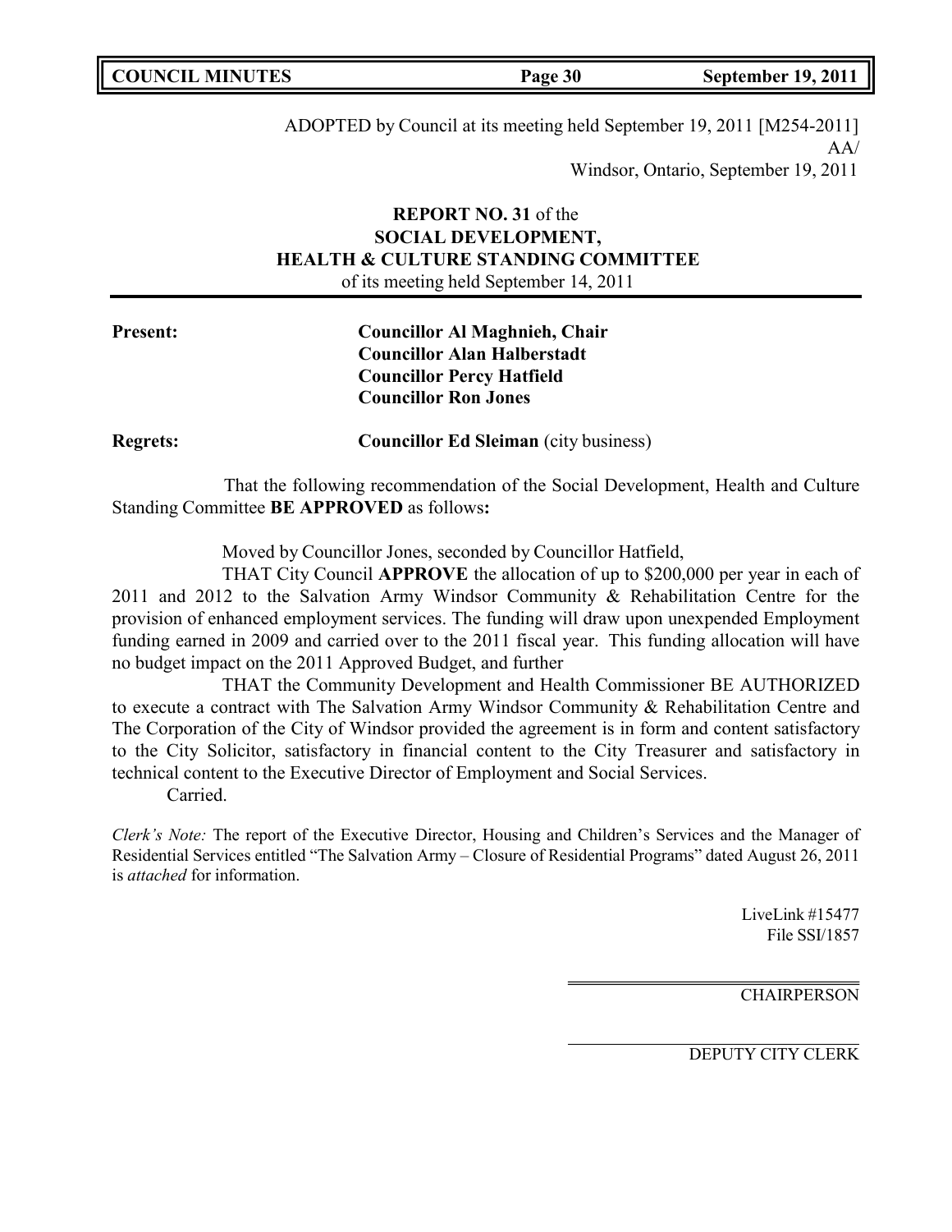ADOPTED by Council at its meeting held September 19, 2011 [M254-2011]
AA/
Windsor, Ontario, September 19, 2011

**REPORT NO. 31** of the
**SOCIAL DEVELOPMENT,**
**HEALTH & CULTURE STANDING COMMITTEE**
of its meeting held September 14, 2011

| | |
|---|---|
| **Present:** | **Councillor Al Maghnieh, Chair** |
| | **Councillor Alan Halberstadt** |
| | **Councillor Percy Hatfield** |
| | **Councillor Ron Jones** |
| **Regrets:** | **Councillor Ed Sleiman** (city business) |

That the following recommendation of the Social Development, Health and Culture Standing Committee **BE APPROVED** as follows**:**

Moved by Councillor Jones, seconded by Councillor Hatfield,

THAT City Council **APPROVE** the allocation of up to $200,000 per year in each of 2011 and 2012 to the Salvation Army Windsor Community & Rehabilitation Centre for the provision of enhanced employment services. The funding will draw upon unexpended Employment funding earned in 2009 and carried over to the 2011 fiscal year. This funding allocation will have no budget impact on the 2011 Approved Budget, and further

THAT the Community Development and Health Commissioner BE AUTHORIZED to execute a contract with The Salvation Army Windsor Community & Rehabilitation Centre and The Corporation of the City of Windsor provided the agreement is in form and content satisfactory to the City Solicitor, satisfactory in financial content to the City Treasurer and satisfactory in technical content to the Executive Director of Employment and Social Services.

Carried.

*Clerk's Note:* The report of the Executive Director, Housing and Children's Services and the Manager of Residential Services entitled "The Salvation Army – Closure of Residential Programs" dated August 26, 2011 is *attached* for information.

LiveLink #15477
File SSI/1857

CHAIRPERSON

DEPUTY CITY CLERK